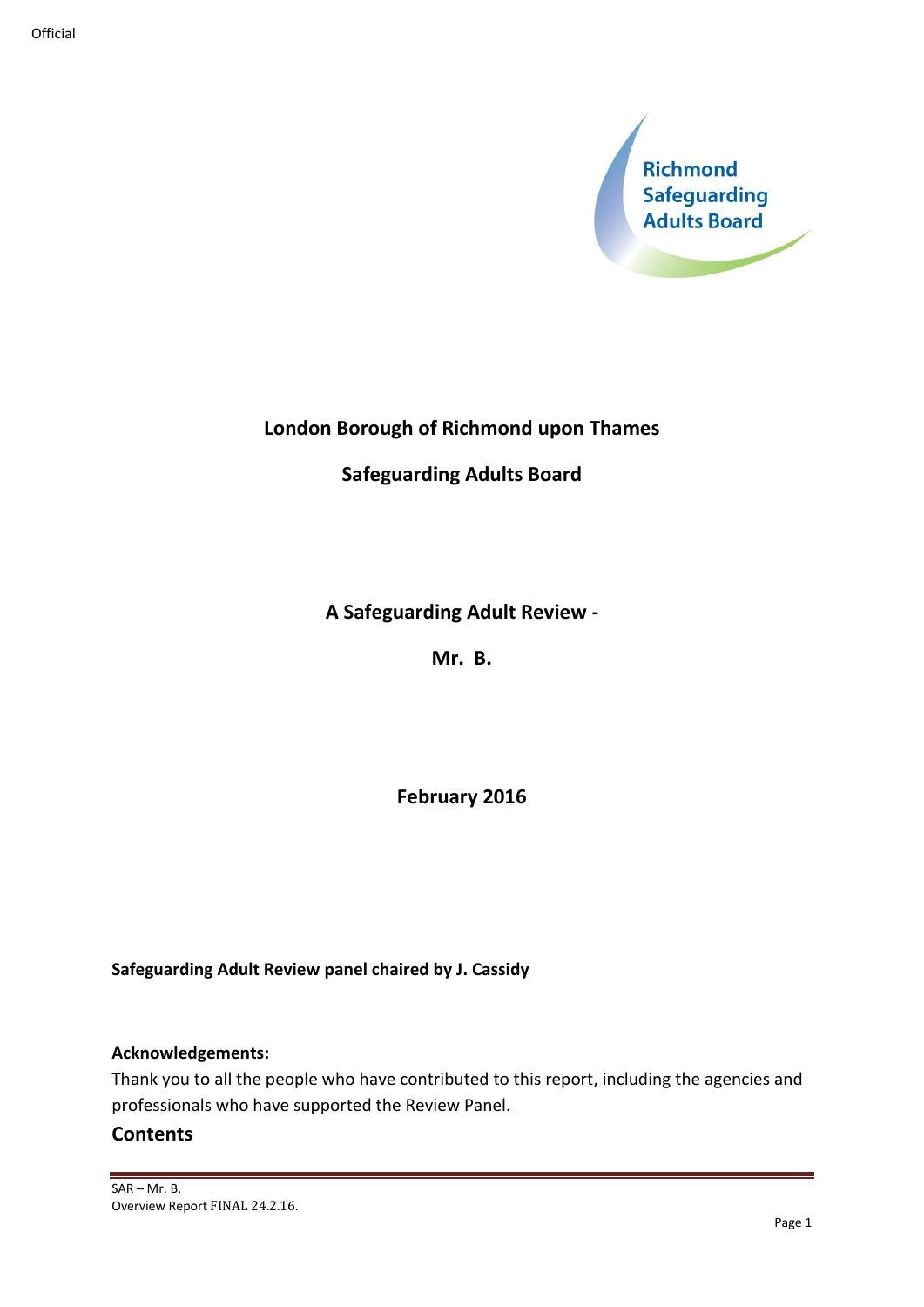Richmond Safeguarding Adults Board

# London Borough of Richmond upon Thames

## Safeguarding Adults Board

## A Safeguarding Adult Review -

## Mr. B.

## February 2016

**Safeguarding Adult Review panel chaired by J. Cassidy**

**Acknowledgements:**

Thank you to all the people who have contributed to this report, including the agencies and professionals who have supported the Review Panel.

## Contents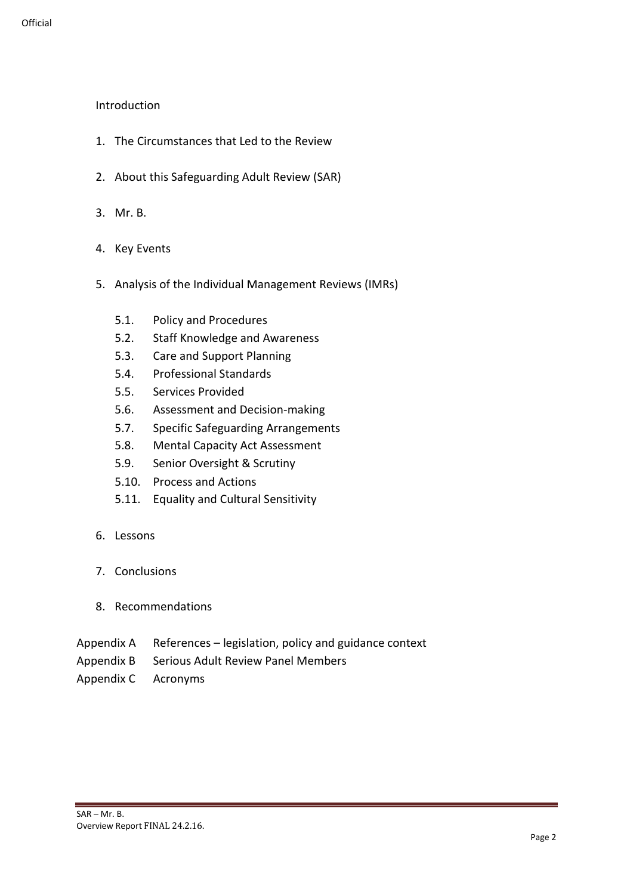Introduction

1. The Circumstances that Led to the Review
2. About this Safeguarding Adult Review (SAR)
3. Mr. B.
4. Key Events
5. Analysis of the Individual Management Reviews (IMRs)
   - 5.1. Policy and Procedures
   - 5.2. Staff Knowledge and Awareness
   - 5.3. Care and Support Planning
   - 5.4. Professional Standards
   - 5.5. Services Provided
   - 5.6. Assessment and Decision-making
   - 5.7. Specific Safeguarding Arrangements
   - 5.8. Mental Capacity Act Assessment
   - 5.9. Senior Oversight & Scrutiny
   - 5.10. Process and Actions
   - 5.11. Equality and Cultural Sensitivity
6. Lessons
7. Conclusions
8. Recommendations

Appendix A References – legislation, policy and guidance context

Appendix B Serious Adult Review Panel Members

Appendix C Acronyms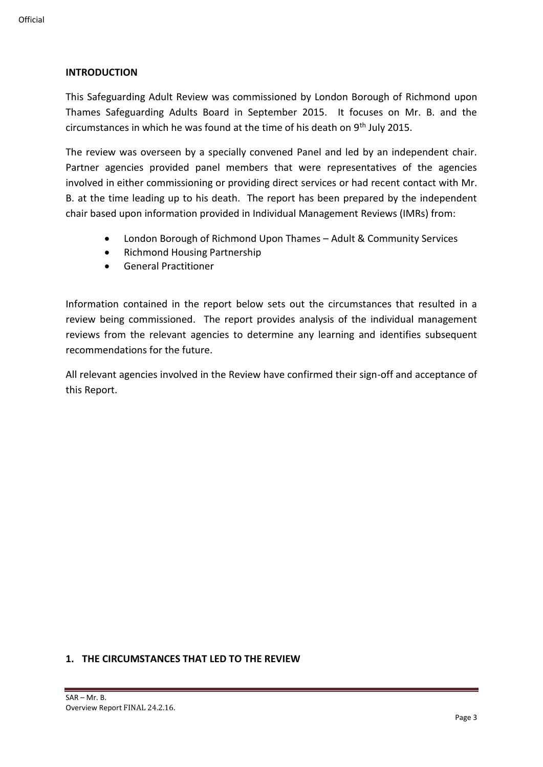## INTRODUCTION

This Safeguarding Adult Review was commissioned by London Borough of Richmond upon Thames Safeguarding Adults Board in September 2015. It focuses on Mr. B. and the circumstances in which he was found at the time of his death on 9th July 2015.

The review was overseen by a specially convened Panel and led by an independent chair. Partner agencies provided panel members that were representatives of the agencies involved in either commissioning or providing direct services or had recent contact with Mr. B. at the time leading up to his death. The report has been prepared by the independent chair based upon information provided in Individual Management Reviews (IMRs) from:

- London Borough of Richmond Upon Thames – Adult & Community Services
- Richmond Housing Partnership
- General Practitioner

Information contained in the report below sets out the circumstances that resulted in a review being commissioned. The report provides analysis of the individual management reviews from the relevant agencies to determine any learning and identifies subsequent recommendations for the future.

All relevant agencies involved in the Review have confirmed their sign-off and acceptance of this Report.

## 1. THE CIRCUMSTANCES THAT LED TO THE REVIEW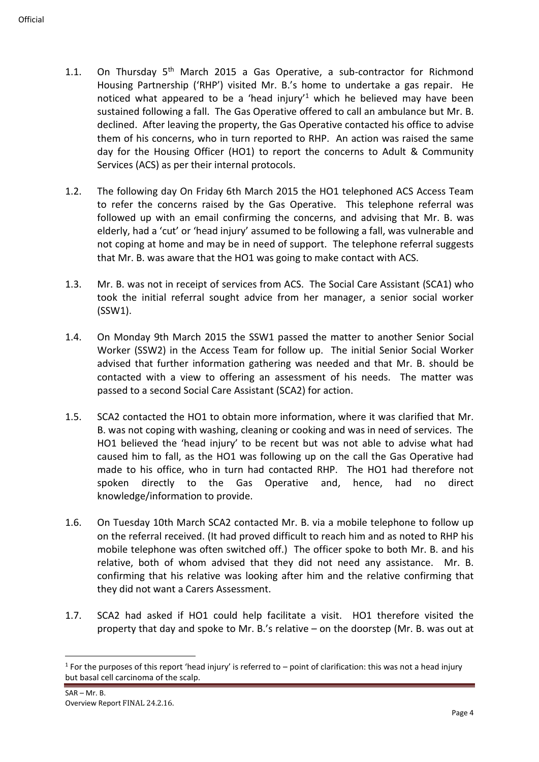1.1. On Thursday 5th March 2015 a Gas Operative, a sub-contractor for Richmond Housing Partnership ('RHP') visited Mr. B.'s home to undertake a gas repair. He noticed what appeared to be a 'head injury'[1] which he believed may have been sustained following a fall. The Gas Operative offered to call an ambulance but Mr. B. declined. After leaving the property, the Gas Operative contacted his office to advise them of his concerns, who in turn reported to RHP. An action was raised the same day for the Housing Officer (HO1) to report the concerns to Adult & Community Services (ACS) as per their internal protocols.

1.2. The following day On Friday 6th March 2015 the HO1 telephoned ACS Access Team to refer the concerns raised by the Gas Operative. This telephone referral was followed up with an email confirming the concerns, and advising that Mr. B. was elderly, had a 'cut' or 'head injury' assumed to be following a fall, was vulnerable and not coping at home and may be in need of support. The telephone referral suggests that Mr. B. was aware that the HO1 was going to make contact with ACS.

1.3. Mr. B. was not in receipt of services from ACS. The Social Care Assistant (SCA1) who took the initial referral sought advice from her manager, a senior social worker (SSW1).

1.4. On Monday 9th March 2015 the SSW1 passed the matter to another Senior Social Worker (SSW2) in the Access Team for follow up. The initial Senior Social Worker advised that further information gathering was needed and that Mr. B. should be contacted with a view to offering an assessment of his needs. The matter was passed to a second Social Care Assistant (SCA2) for action.

1.5. SCA2 contacted the HO1 to obtain more information, where it was clarified that Mr. B. was not coping with washing, cleaning or cooking and was in need of services. The HO1 believed the 'head injury' to be recent but was not able to advise what had caused him to fall, as the HO1 was following up on the call the Gas Operative had made to his office, who in turn had contacted RHP. The HO1 had therefore not spoken directly to the Gas Operative and, hence, had no direct knowledge/information to provide.

1.6. On Tuesday 10th March SCA2 contacted Mr. B. via a mobile telephone to follow up on the referral received. (It had proved difficult to reach him and as noted to RHP his mobile telephone was often switched off.) The officer spoke to both Mr. B. and his relative, both of whom advised that they did not need any assistance. Mr. B. confirming that his relative was looking after him and the relative confirming that they did not want a Carers Assessment.

1.7. SCA2 had asked if HO1 could help facilitate a visit. HO1 therefore visited the property that day and spoke to Mr. B.'s relative – on the doorstep (Mr. B. was out at

[1] For the purposes of this report 'head injury' is referred to – point of clarification: this was not a head injury but basal cell carcinoma of the scalp.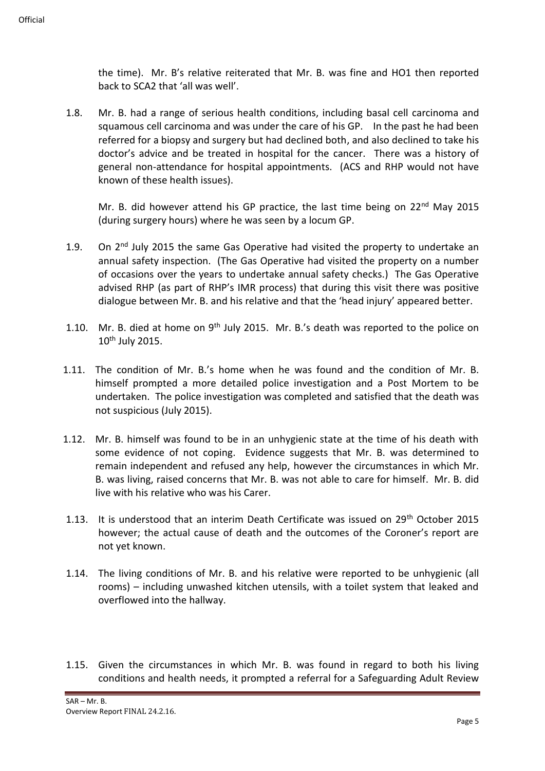the time). Mr. B's relative reiterated that Mr. B. was fine and HO1 then reported back to SCA2 that 'all was well'.

1.8. Mr. B. had a range of serious health conditions, including basal cell carcinoma and squamous cell carcinoma and was under the care of his GP. In the past he had been referred for a biopsy and surgery but had declined both, and also declined to take his doctor's advice and be treated in hospital for the cancer. There was a history of general non-attendance for hospital appointments. (ACS and RHP would not have known of these health issues).

 Mr. B. did however attend his GP practice, the last time being on 22nd May 2015 (during surgery hours) where he was seen by a locum GP.

1.9. On 2nd July 2015 the same Gas Operative had visited the property to undertake an annual safety inspection. (The Gas Operative had visited the property on a number of occasions over the years to undertake annual safety checks.) The Gas Operative advised RHP (as part of RHP's IMR process) that during this visit there was positive dialogue between Mr. B. and his relative and that the 'head injury' appeared better.

1.10. Mr. B. died at home on 9th July 2015. Mr. B.'s death was reported to the police on 10th July 2015.

1.11. The condition of Mr. B.'s home when he was found and the condition of Mr. B. himself prompted a more detailed police investigation and a Post Mortem to be undertaken. The police investigation was completed and satisfied that the death was not suspicious (July 2015).

1.12. Mr. B. himself was found to be in an unhygienic state at the time of his death with some evidence of not coping. Evidence suggests that Mr. B. was determined to remain independent and refused any help, however the circumstances in which Mr. B. was living, raised concerns that Mr. B. was not able to care for himself. Mr. B. did live with his relative who was his Carer.

1.13. It is understood that an interim Death Certificate was issued on 29th October 2015 however; the actual cause of death and the outcomes of the Coroner's report are not yet known.

1.14. The living conditions of Mr. B. and his relative were reported to be unhygienic (all rooms) – including unwashed kitchen utensils, with a toilet system that leaked and overflowed into the hallway.

1.15. Given the circumstances in which Mr. B. was found in regard to both his living conditions and health needs, it prompted a referral for a Safeguarding Adult Review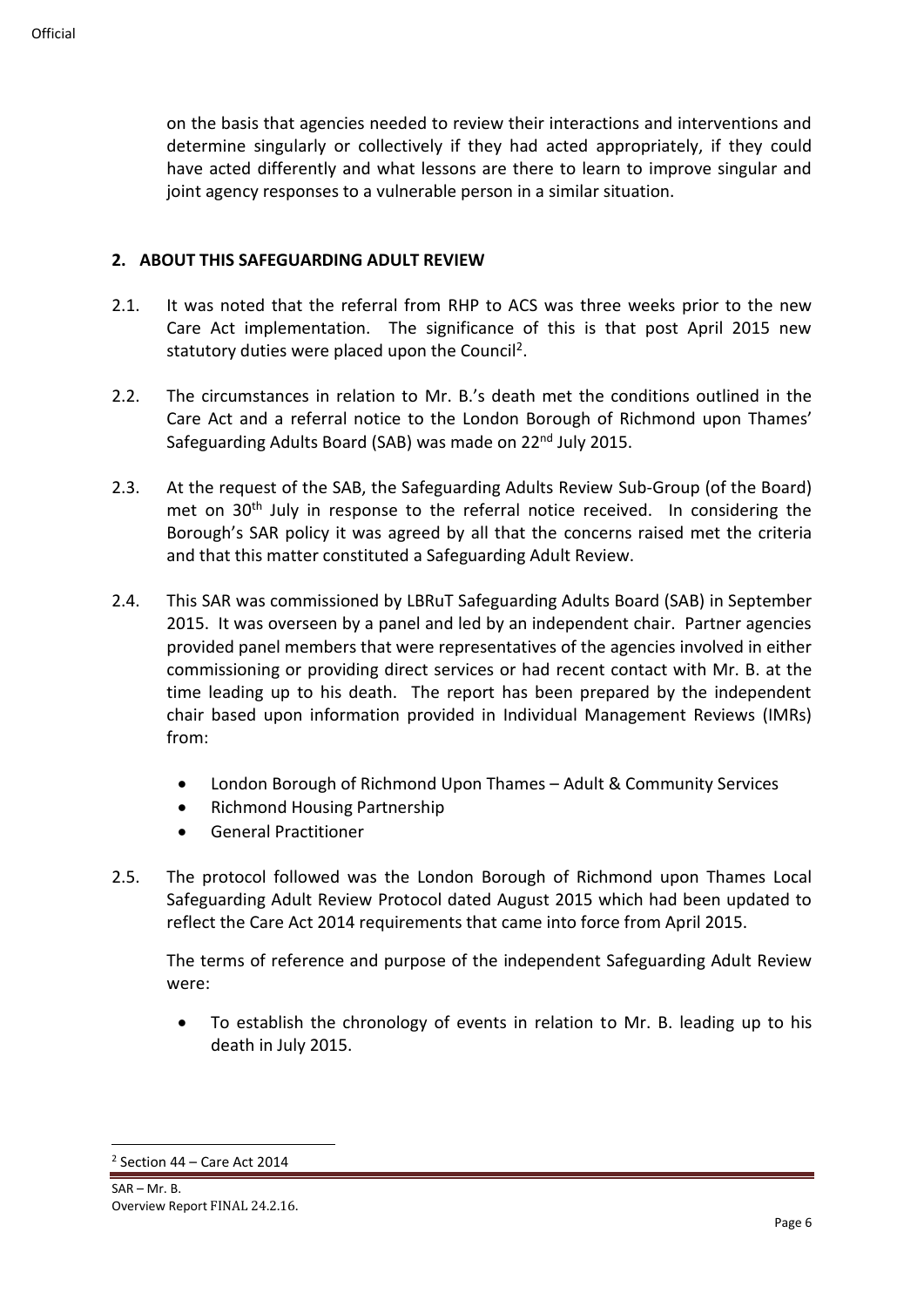on the basis that agencies needed to review their interactions and interventions and determine singularly or collectively if they had acted appropriately, if they could have acted differently and what lessons are there to learn to improve singular and joint agency responses to a vulnerable person in a similar situation.

## 2. ABOUT THIS SAFEGUARDING ADULT REVIEW

2.1. It was noted that the referral from RHP to ACS was three weeks prior to the new Care Act implementation. The significance of this is that post April 2015 new statutory duties were placed upon the Council[2].

2.2. The circumstances in relation to Mr. B.'s death met the conditions outlined in the Care Act and a referral notice to the London Borough of Richmond upon Thames' Safeguarding Adults Board (SAB) was made on 22nd July 2015.

2.3. At the request of the SAB, the Safeguarding Adults Review Sub-Group (of the Board) met on 30th July in response to the referral notice received. In considering the Borough's SAR policy it was agreed by all that the concerns raised met the criteria and that this matter constituted a Safeguarding Adult Review.

2.4. This SAR was commissioned by LBRuT Safeguarding Adults Board (SAB) in September 2015. It was overseen by a panel and led by an independent chair. Partner agencies provided panel members that were representatives of the agencies involved in either commissioning or providing direct services or had recent contact with Mr. B. at the time leading up to his death. The report has been prepared by the independent chair based upon information provided in Individual Management Reviews (IMRs) from:

- London Borough of Richmond Upon Thames – Adult & Community Services
- Richmond Housing Partnership
- General Practitioner

2.5. The protocol followed was the London Borough of Richmond upon Thames Local Safeguarding Adult Review Protocol dated August 2015 which had been updated to reflect the Care Act 2014 requirements that came into force from April 2015.

The terms of reference and purpose of the independent Safeguarding Adult Review were:

- To establish the chronology of events in relation to Mr. B. leading up to his death in July 2015.

[2] Section 44 – Care Act 2014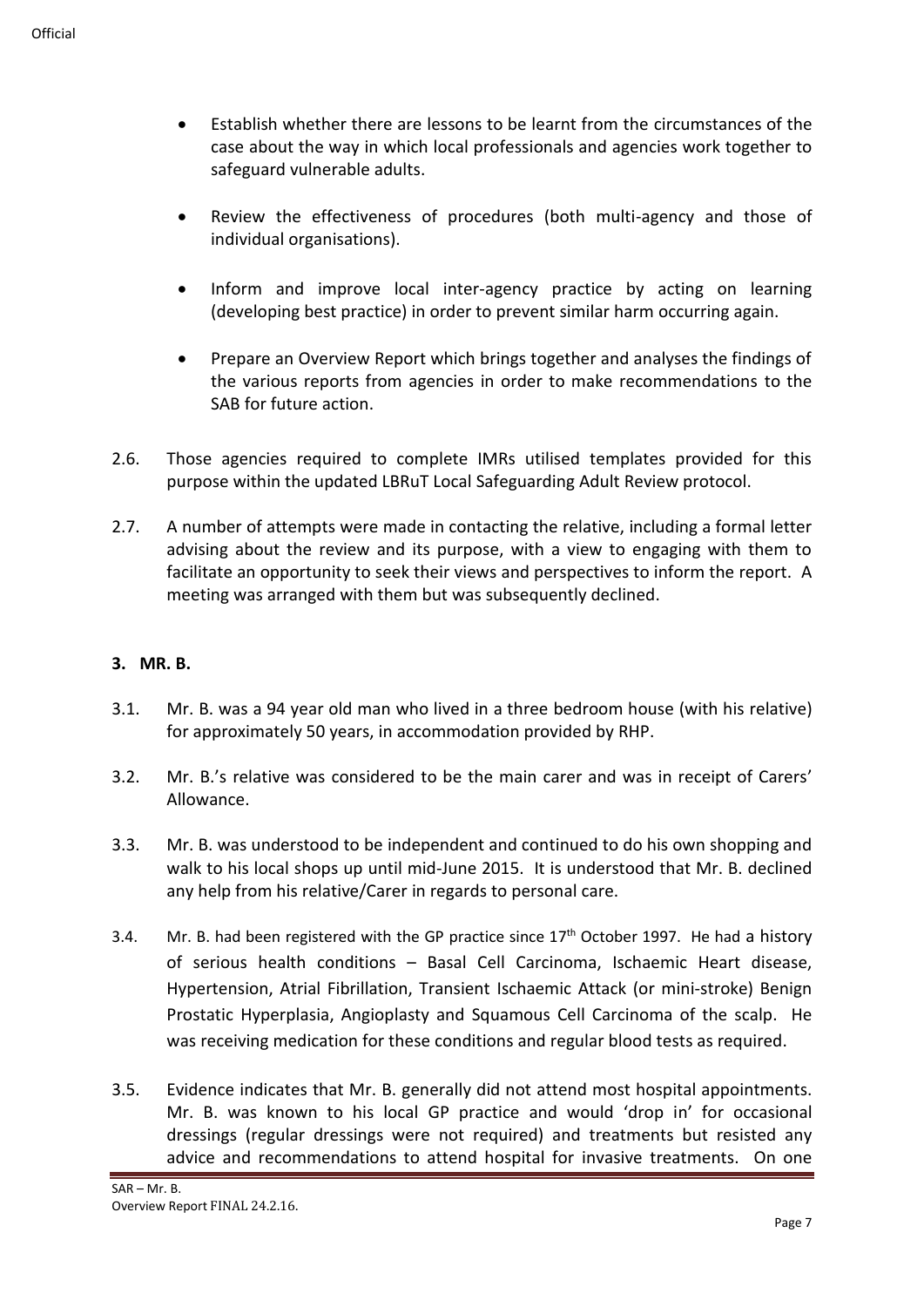- Establish whether there are lessons to be learnt from the circumstances of the case about the way in which local professionals and agencies work together to safeguard vulnerable adults.

- Review the effectiveness of procedures (both multi-agency and those of individual organisations).

- Inform and improve local inter-agency practice by acting on learning (developing best practice) in order to prevent similar harm occurring again.

- Prepare an Overview Report which brings together and analyses the findings of the various reports from agencies in order to make recommendations to the SAB for future action.

2.6. Those agencies required to complete IMRs utilised templates provided for this purpose within the updated LBRuT Local Safeguarding Adult Review protocol.

2.7. A number of attempts were made in contacting the relative, including a formal letter advising about the review and its purpose, with a view to engaging with them to facilitate an opportunity to seek their views and perspectives to inform the report. A meeting was arranged with them but was subsequently declined.

## 3. MR. B.

3.1. Mr. B. was a 94 year old man who lived in a three bedroom house (with his relative) for approximately 50 years, in accommodation provided by RHP.

3.2. Mr. B.'s relative was considered to be the main carer and was in receipt of Carers' Allowance.

3.3. Mr. B. was understood to be independent and continued to do his own shopping and walk to his local shops up until mid-June 2015. It is understood that Mr. B. declined any help from his relative/Carer in regards to personal care.

3.4. Mr. B. had been registered with the GP practice since 17th October 1997. He had a history of serious health conditions – Basal Cell Carcinoma, Ischaemic Heart disease, Hypertension, Atrial Fibrillation, Transient Ischaemic Attack (or mini-stroke) Benign Prostatic Hyperplasia, Angioplasty and Squamous Cell Carcinoma of the scalp. He was receiving medication for these conditions and regular blood tests as required.

3.5. Evidence indicates that Mr. B. generally did not attend most hospital appointments. Mr. B. was known to his local GP practice and would 'drop in' for occasional dressings (regular dressings were not required) and treatments but resisted any advice and recommendations to attend hospital for invasive treatments. On one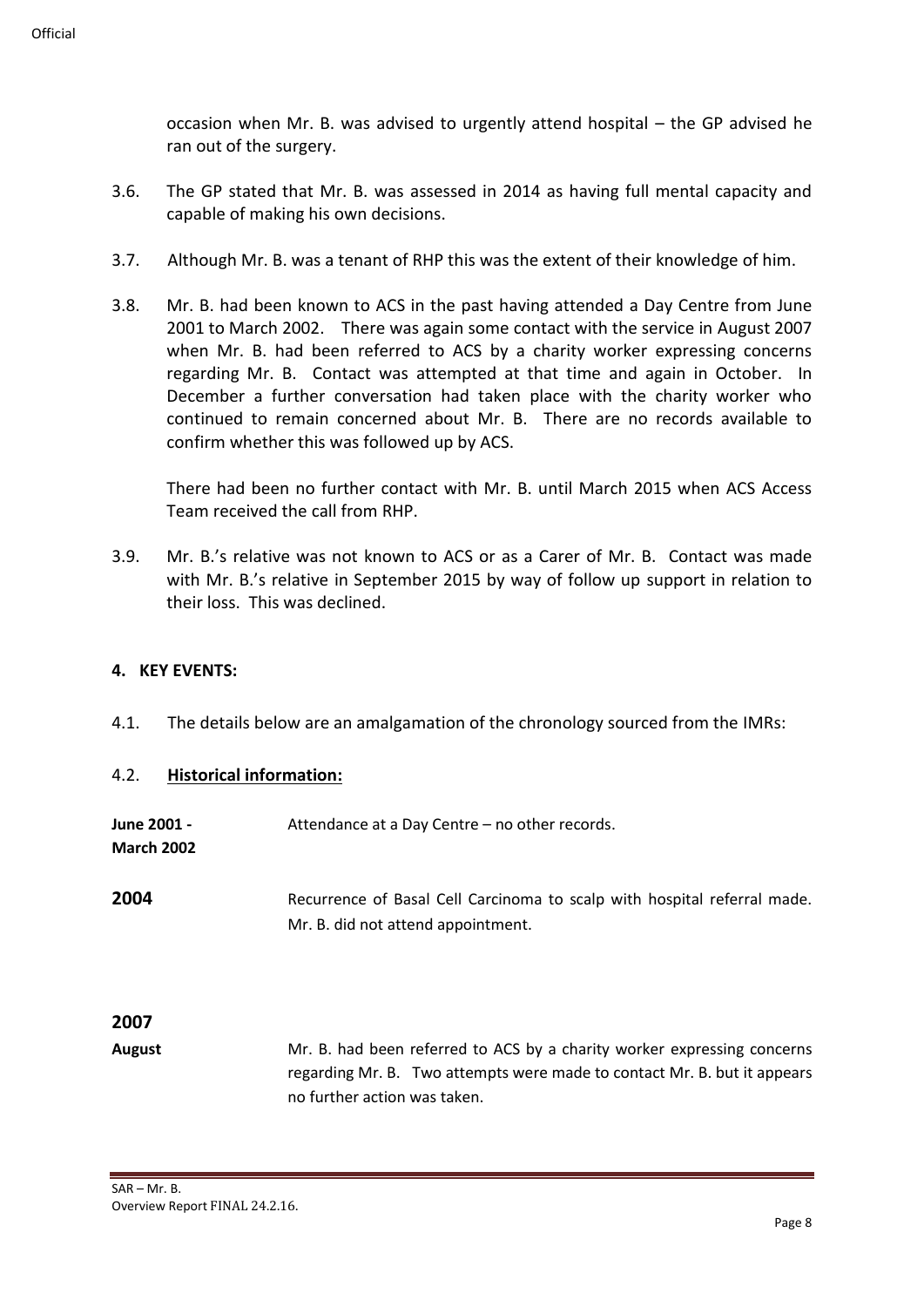occasion when Mr. B. was advised to urgently attend hospital – the GP advised he ran out of the surgery.

3.6. The GP stated that Mr. B. was assessed in 2014 as having full mental capacity and capable of making his own decisions.

3.7. Although Mr. B. was a tenant of RHP this was the extent of their knowledge of him.

3.8. Mr. B. had been known to ACS in the past having attended a Day Centre from June 2001 to March 2002. There was again some contact with the service in August 2007 when Mr. B. had been referred to ACS by a charity worker expressing concerns regarding Mr. B. Contact was attempted at that time and again in October. In December a further conversation had taken place with the charity worker who continued to remain concerned about Mr. B. There are no records available to confirm whether this was followed up by ACS.

There had been no further contact with Mr. B. until March 2015 when ACS Access Team received the call from RHP.

3.9. Mr. B.'s relative was not known to ACS or as a Carer of Mr. B. Contact was made with Mr. B.'s relative in September 2015 by way of follow up support in relation to their loss. This was declined.

## 4. KEY EVENTS:

4.1. The details below are an amalgamation of the chronology sourced from the IMRs:

4.2. **Historical information:**

**June 2001 - March 2002** Attendance at a Day Centre – no other records.

**2004** Recurrence of Basal Cell Carcinoma to scalp with hospital referral made. Mr. B. did not attend appointment.

**2007**

**August** Mr. B. had been referred to ACS by a charity worker expressing concerns regarding Mr. B. Two attempts were made to contact Mr. B. but it appears no further action was taken.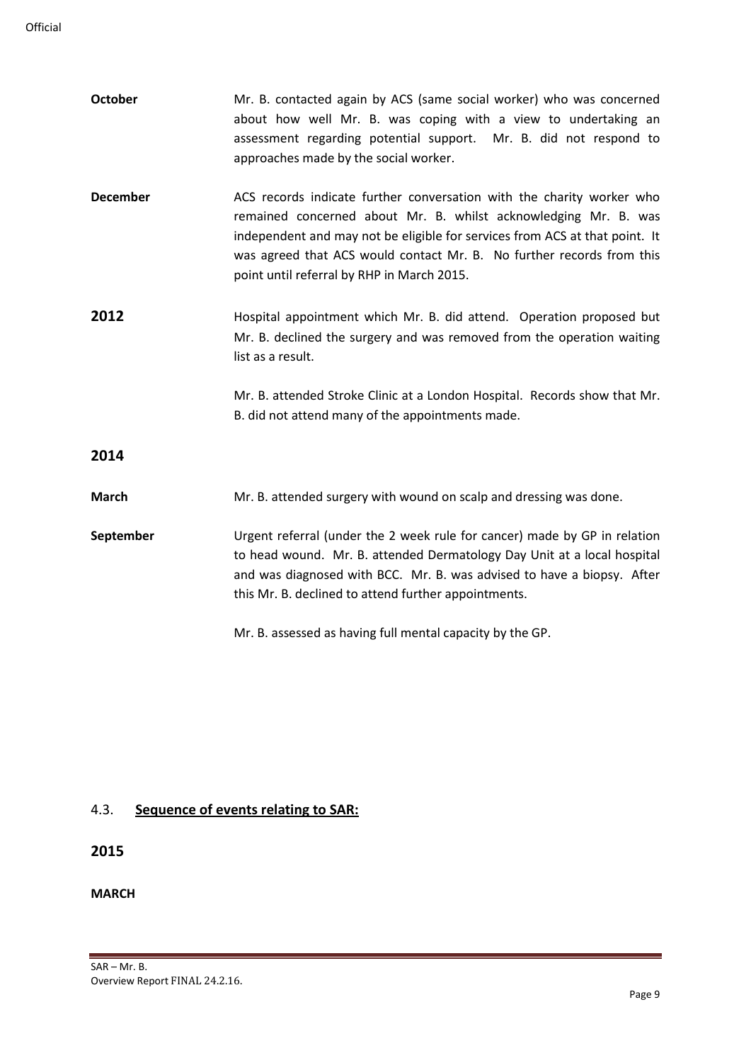**October** Mr. B. contacted again by ACS (same social worker) who was concerned about how well Mr. B. was coping with a view to undertaking an assessment regarding potential support. Mr. B. did not respond to approaches made by the social worker.

**December** ACS records indicate further conversation with the charity worker who remained concerned about Mr. B. whilst acknowledging Mr. B. was independent and may not be eligible for services from ACS at that point. It was agreed that ACS would contact Mr. B. No further records from this point until referral by RHP in March 2015.

## 2012

Hospital appointment which Mr. B. did attend. Operation proposed but Mr. B. declined the surgery and was removed from the operation waiting list as a result.

Mr. B. attended Stroke Clinic at a London Hospital. Records show that Mr. B. did not attend many of the appointments made.

## 2014

**March** Mr. B. attended surgery with wound on scalp and dressing was done.

**September** Urgent referral (under the 2 week rule for cancer) made by GP in relation to head wound. Mr. B. attended Dermatology Day Unit at a local hospital and was diagnosed with BCC. Mr. B. was advised to have a biopsy. After this Mr. B. declined to attend further appointments.

Mr. B. assessed as having full mental capacity by the GP.

## 4.3. Sequence of events relating to SAR:

## 2015

**MARCH**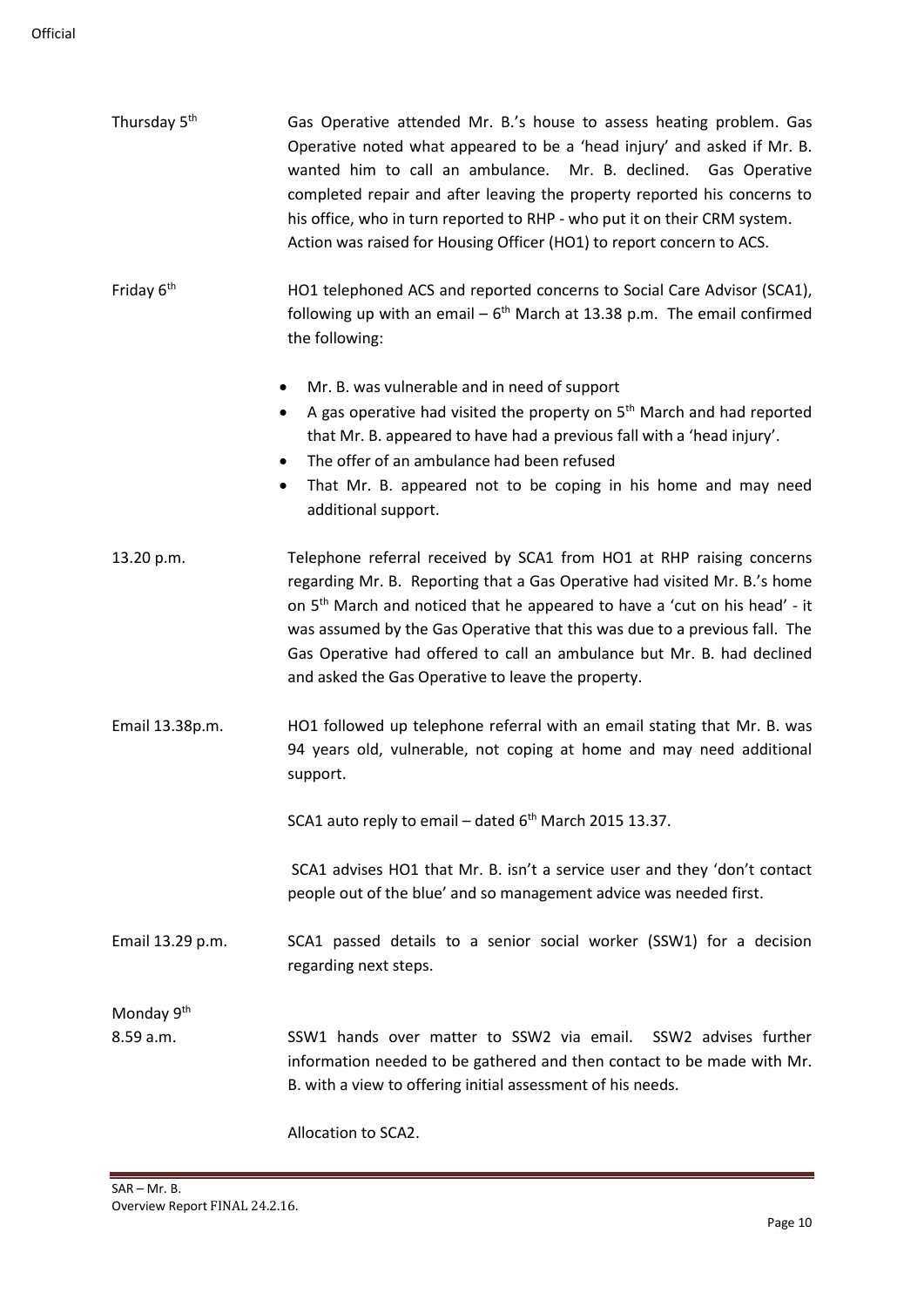| | |
|---|---|
| Thursday 5th | Gas Operative attended Mr. B.'s house to assess heating problem. Gas Operative noted what appeared to be a 'head injury' and asked if Mr. B. wanted him to call an ambulance. Mr. B. declined. Gas Operative completed repair and after leaving the property reported his concerns to his office, who in turn reported to RHP - who put it on their CRM system. Action was raised for Housing Officer (HO1) to report concern to ACS. |
| Friday 6th | HO1 telephoned ACS and reported concerns to Social Care Advisor (SCA1), following up with an email – 6th March at 13.38 p.m. The email confirmed the following:<br><br>• Mr. B. was vulnerable and in need of support<br>• A gas operative had visited the property on 5th March and had reported that Mr. B. appeared to have had a previous fall with a 'head injury'.<br>• The offer of an ambulance had been refused<br>• That Mr. B. appeared not to be coping in his home and may need additional support. |
| 13.20 p.m. | Telephone referral received by SCA1 from HO1 at RHP raising concerns regarding Mr. B. Reporting that a Gas Operative had visited Mr. B.'s home on 5th March and noticed that he appeared to have a 'cut on his head' - it was assumed by the Gas Operative that this was due to a previous fall. The Gas Operative had offered to call an ambulance but Mr. B. had declined and asked the Gas Operative to leave the property. |
| Email 13.38p.m. | HO1 followed up telephone referral with an email stating that Mr. B. was 94 years old, vulnerable, not coping at home and may need additional support.<br><br>SCA1 auto reply to email – dated 6th March 2015 13.37.<br><br>SCA1 advises HO1 that Mr. B. isn't a service user and they 'don't contact people out of the blue' and so management advice was needed first. |
| Email 13.29 p.m. | SCA1 passed details to a senior social worker (SSW1) for a decision regarding next steps. |
| Monday 9th<br>8.59 a.m. | SSW1 hands over matter to SSW2 via email. SSW2 advises further information needed to be gathered and then contact to be made with Mr. B. with a view to offering initial assessment of his needs.<br><br>Allocation to SCA2. |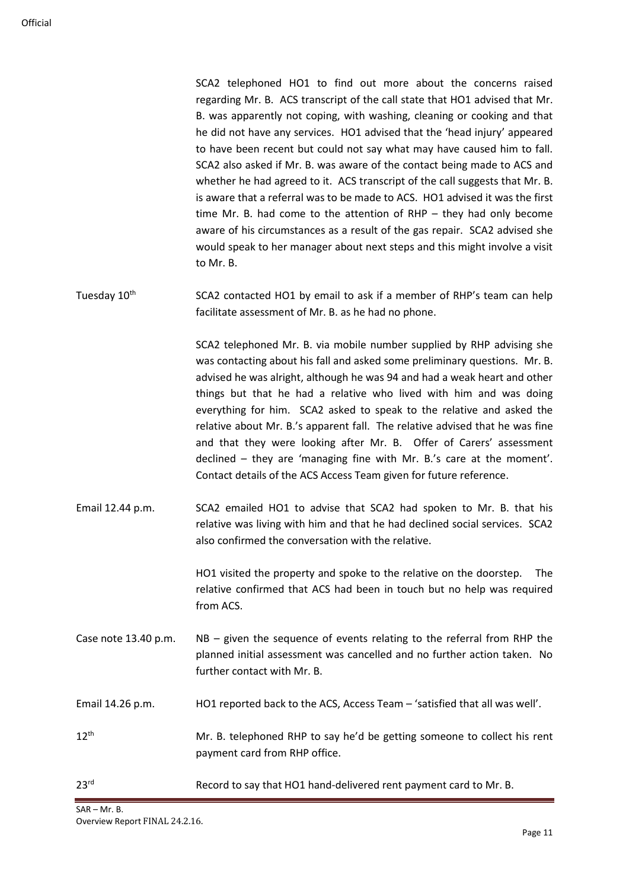| | |
|---|---|
| | SCA2 telephoned HO1 to find out more about the concerns raised regarding Mr. B. ACS transcript of the call state that HO1 advised that Mr. B. was apparently not coping, with washing, cleaning or cooking and that he did not have any services. HO1 advised that the 'head injury' appeared to have been recent but could not say what may have caused him to fall. SCA2 also asked if Mr. B. was aware of the contact being made to ACS and whether he had agreed to it. ACS transcript of the call suggests that Mr. B. is aware that a referral was to be made to ACS. HO1 advised it was the first time Mr. B. had come to the attention of RHP – they had only become aware of his circumstances as a result of the gas repair. SCA2 advised she would speak to her manager about next steps and this might involve a visit to Mr. B. |
| Tuesday 10th | SCA2 contacted HO1 by email to ask if a member of RHP's team can help facilitate assessment of Mr. B. as he had no phone. |
| | SCA2 telephoned Mr. B. via mobile number supplied by RHP advising she was contacting about his fall and asked some preliminary questions. Mr. B. advised he was alright, although he was 94 and had a weak heart and other things but that he had a relative who lived with him and was doing everything for him. SCA2 asked to speak to the relative and asked the relative about Mr. B.'s apparent fall. The relative advised that he was fine and that they were looking after Mr. B. Offer of Carers' assessment declined – they are 'managing fine with Mr. B.'s care at the moment'. Contact details of the ACS Access Team given for future reference. |
| Email 12.44 p.m. | SCA2 emailed HO1 to advise that SCA2 had spoken to Mr. B. that his relative was living with him and that he had declined social services. SCA2 also confirmed the conversation with the relative. |
| | HO1 visited the property and spoke to the relative on the doorstep. The relative confirmed that ACS had been in touch but no help was required from ACS. |
| Case note 13.40 p.m. | NB – given the sequence of events relating to the referral from RHP the planned initial assessment was cancelled and no further action taken. No further contact with Mr. B. |
| Email 14.26 p.m. | HO1 reported back to the ACS, Access Team – 'satisfied that all was well'. |
| 12th | Mr. B. telephoned RHP to say he'd be getting someone to collect his rent payment card from RHP office. |
| 23rd | Record to say that HO1 hand-delivered rent payment card to Mr. B. |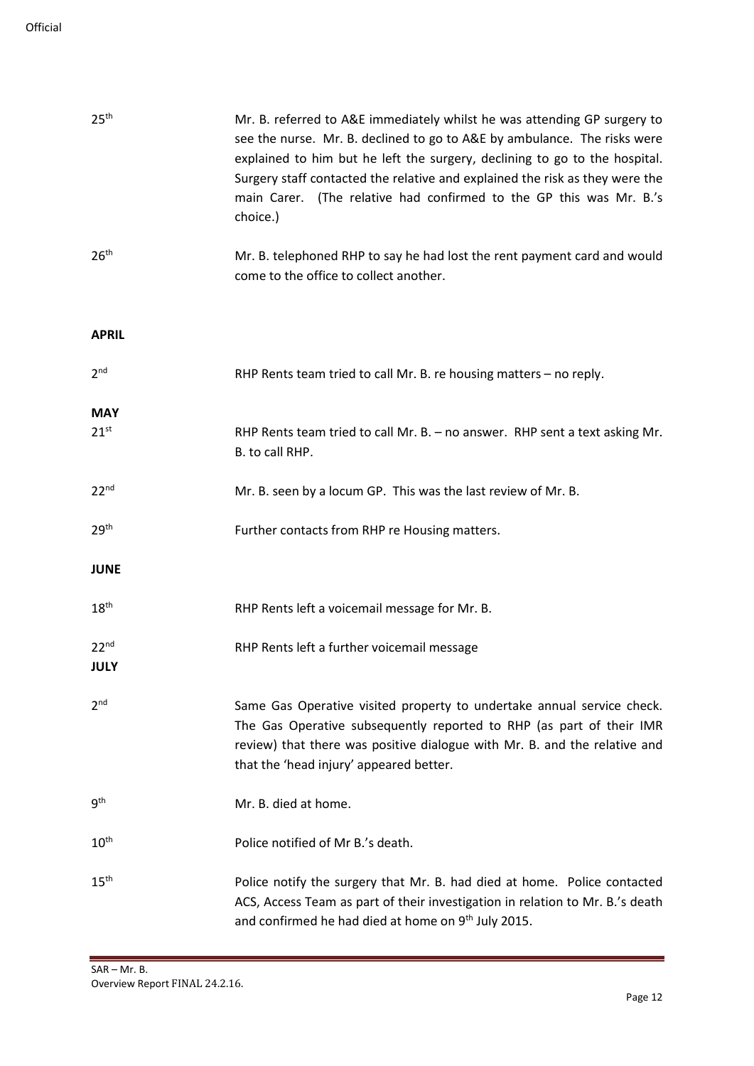| | |
|---|---|
| 25th | Mr. B. referred to A&E immediately whilst he was attending GP surgery to see the nurse. Mr. B. declined to go to A&E by ambulance. The risks were explained to him but he left the surgery, declining to go to the hospital. Surgery staff contacted the relative and explained the risk as they were the main Carer. (The relative had confirmed to the GP this was Mr. B.'s choice.) |
| 26th | Mr. B. telephoned RHP to say he had lost the rent payment card and would come to the office to collect another. |
| **APRIL** | |
| 2nd | RHP Rents team tried to call Mr. B. re housing matters – no reply. |
| **MAY** | |
| 21st | RHP Rents team tried to call Mr. B. – no answer. RHP sent a text asking Mr. B. to call RHP. |
| 22nd | Mr. B. seen by a locum GP. This was the last review of Mr. B. |
| 29th | Further contacts from RHP re Housing matters. |
| **JUNE** | |
| 18th | RHP Rents left a voicemail message for Mr. B. |
| 22nd | RHP Rents left a further voicemail message |
| **JULY** | |
| 2nd | Same Gas Operative visited property to undertake annual service check. The Gas Operative subsequently reported to RHP (as part of their IMR review) that there was positive dialogue with Mr. B. and the relative and that the 'head injury' appeared better. |
| 9th | Mr. B. died at home. |
| 10th | Police notified of Mr B.'s death. |
| 15th | Police notify the surgery that Mr. B. had died at home. Police contacted ACS, Access Team as part of their investigation in relation to Mr. B.'s death and confirmed he had died at home on 9th July 2015. |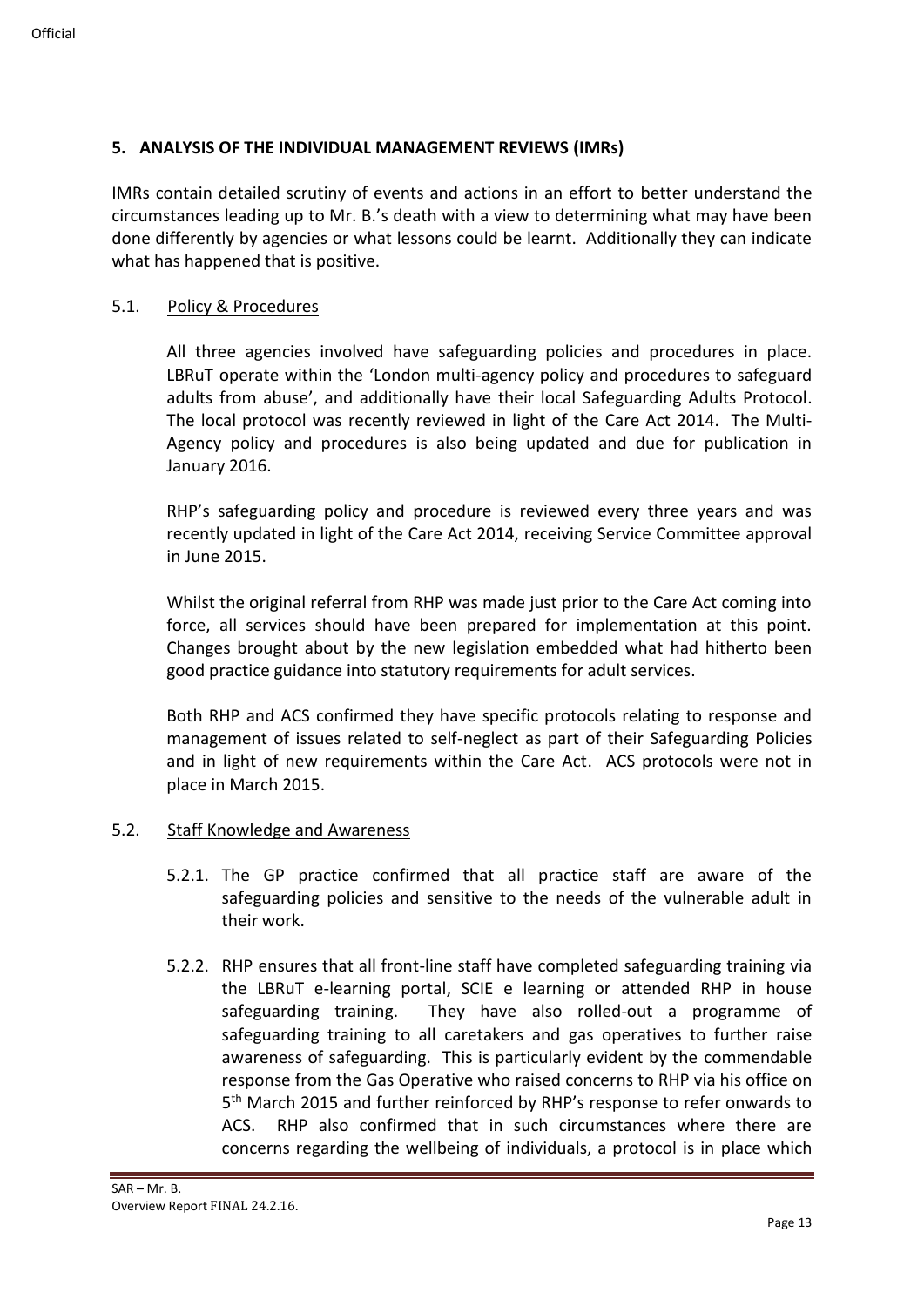## 5. ANALYSIS OF THE INDIVIDUAL MANAGEMENT REVIEWS (IMRs)

IMRs contain detailed scrutiny of events and actions in an effort to better understand the circumstances leading up to Mr. B.'s death with a view to determining what may have been done differently by agencies or what lessons could be learnt. Additionally they can indicate what has happened that is positive.

### 5.1. Policy & Procedures

All three agencies involved have safeguarding policies and procedures in place. LBRuT operate within the 'London multi-agency policy and procedures to safeguard adults from abuse', and additionally have their local Safeguarding Adults Protocol. The local protocol was recently reviewed in light of the Care Act 2014. The Multi-Agency policy and procedures is also being updated and due for publication in January 2016.

RHP's safeguarding policy and procedure is reviewed every three years and was recently updated in light of the Care Act 2014, receiving Service Committee approval in June 2015.

Whilst the original referral from RHP was made just prior to the Care Act coming into force, all services should have been prepared for implementation at this point. Changes brought about by the new legislation embedded what had hitherto been good practice guidance into statutory requirements for adult services.

Both RHP and ACS confirmed they have specific protocols relating to response and management of issues related to self-neglect as part of their Safeguarding Policies and in light of new requirements within the Care Act. ACS protocols were not in place in March 2015.

### 5.2. Staff Knowledge and Awareness

5.2.1. The GP practice confirmed that all practice staff are aware of the safeguarding policies and sensitive to the needs of the vulnerable adult in their work.

5.2.2. RHP ensures that all front-line staff have completed safeguarding training via the LBRuT e-learning portal, SCIE e learning or attended RHP in house safeguarding training. They have also rolled-out a programme of safeguarding training to all caretakers and gas operatives to further raise awareness of safeguarding. This is particularly evident by the commendable response from the Gas Operative who raised concerns to RHP via his office on 5th March 2015 and further reinforced by RHP's response to refer onwards to ACS. RHP also confirmed that in such circumstances where there are concerns regarding the wellbeing of individuals, a protocol is in place which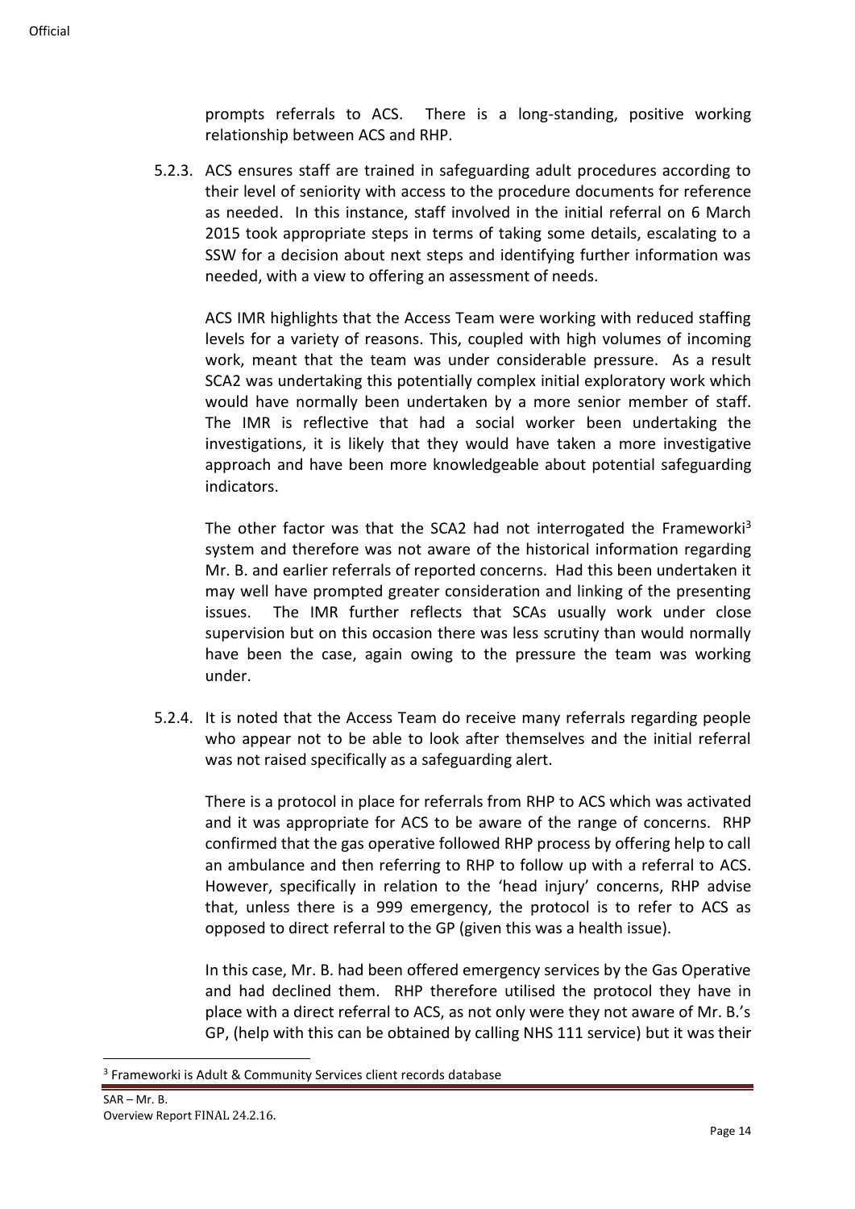prompts referrals to ACS. There is a long-standing, positive working relationship between ACS and RHP.

5.2.3. ACS ensures staff are trained in safeguarding adult procedures according to their level of seniority with access to the procedure documents for reference as needed. In this instance, staff involved in the initial referral on 6 March 2015 took appropriate steps in terms of taking some details, escalating to a SSW for a decision about next steps and identifying further information was needed, with a view to offering an assessment of needs.

ACS IMR highlights that the Access Team were working with reduced staffing levels for a variety of reasons. This, coupled with high volumes of incoming work, meant that the team was under considerable pressure. As a result SCA2 was undertaking this potentially complex initial exploratory work which would have normally been undertaken by a more senior member of staff. The IMR is reflective that had a social worker been undertaking the investigations, it is likely that they would have taken a more investigative approach and have been more knowledgeable about potential safeguarding indicators.

The other factor was that the SCA2 had not interrogated the Frameworki[3] system and therefore was not aware of the historical information regarding Mr. B. and earlier referrals of reported concerns. Had this been undertaken it may well have prompted greater consideration and linking of the presenting issues. The IMR further reflects that SCAs usually work under close supervision but on this occasion there was less scrutiny than would normally have been the case, again owing to the pressure the team was working under.

5.2.4. It is noted that the Access Team do receive many referrals regarding people who appear not to be able to look after themselves and the initial referral was not raised specifically as a safeguarding alert.

There is a protocol in place for referrals from RHP to ACS which was activated and it was appropriate for ACS to be aware of the range of concerns. RHP confirmed that the gas operative followed RHP process by offering help to call an ambulance and then referring to RHP to follow up with a referral to ACS. However, specifically in relation to the 'head injury' concerns, RHP advise that, unless there is a 999 emergency, the protocol is to refer to ACS as opposed to direct referral to the GP (given this was a health issue).

In this case, Mr. B. had been offered emergency services by the Gas Operative and had declined them. RHP therefore utilised the protocol they have in place with a direct referral to ACS, as not only were they not aware of Mr. B.'s GP, (help with this can be obtained by calling NHS 111 service) but it was their

[3] Frameworki is Adult & Community Services client records database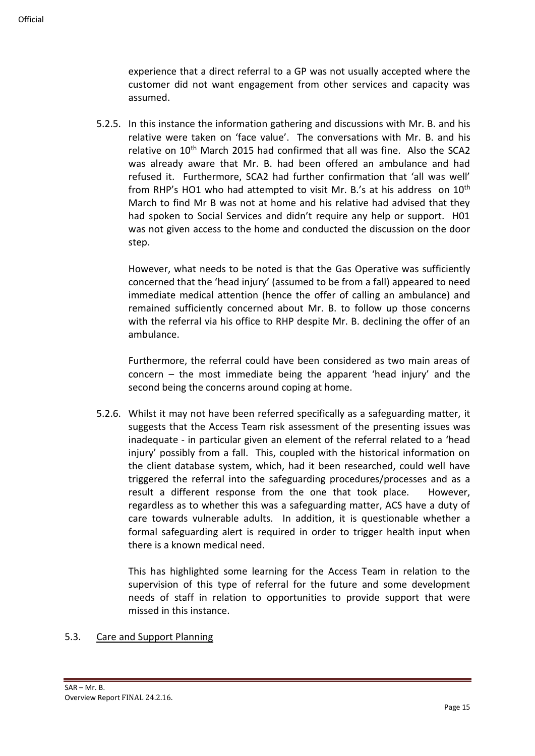experience that a direct referral to a GP was not usually accepted where the customer did not want engagement from other services and capacity was assumed.

5.2.5. In this instance the information gathering and discussions with Mr. B. and his relative were taken on 'face value'. The conversations with Mr. B. and his relative on 10th March 2015 had confirmed that all was fine. Also the SCA2 was already aware that Mr. B. had been offered an ambulance and had refused it. Furthermore, SCA2 had further confirmation that 'all was well' from RHP's HO1 who had attempted to visit Mr. B.'s at his address on 10th March to find Mr B was not at home and his relative had advised that they had spoken to Social Services and didn't require any help or support. H01 was not given access to the home and conducted the discussion on the door step.

However, what needs to be noted is that the Gas Operative was sufficiently concerned that the 'head injury' (assumed to be from a fall) appeared to need immediate medical attention (hence the offer of calling an ambulance) and remained sufficiently concerned about Mr. B. to follow up those concerns with the referral via his office to RHP despite Mr. B. declining the offer of an ambulance.

Furthermore, the referral could have been considered as two main areas of concern – the most immediate being the apparent 'head injury' and the second being the concerns around coping at home.

5.2.6. Whilst it may not have been referred specifically as a safeguarding matter, it suggests that the Access Team risk assessment of the presenting issues was inadequate - in particular given an element of the referral related to a 'head injury' possibly from a fall. This, coupled with the historical information on the client database system, which, had it been researched, could well have triggered the referral into the safeguarding procedures/processes and as a result a different response from the one that took place. However, regardless as to whether this was a safeguarding matter, ACS have a duty of care towards vulnerable adults. In addition, it is questionable whether a formal safeguarding alert is required in order to trigger health input when there is a known medical need.

This has highlighted some learning for the Access Team in relation to the supervision of this type of referral for the future and some development needs of staff in relation to opportunities to provide support that were missed in this instance.

5.3. Care and Support Planning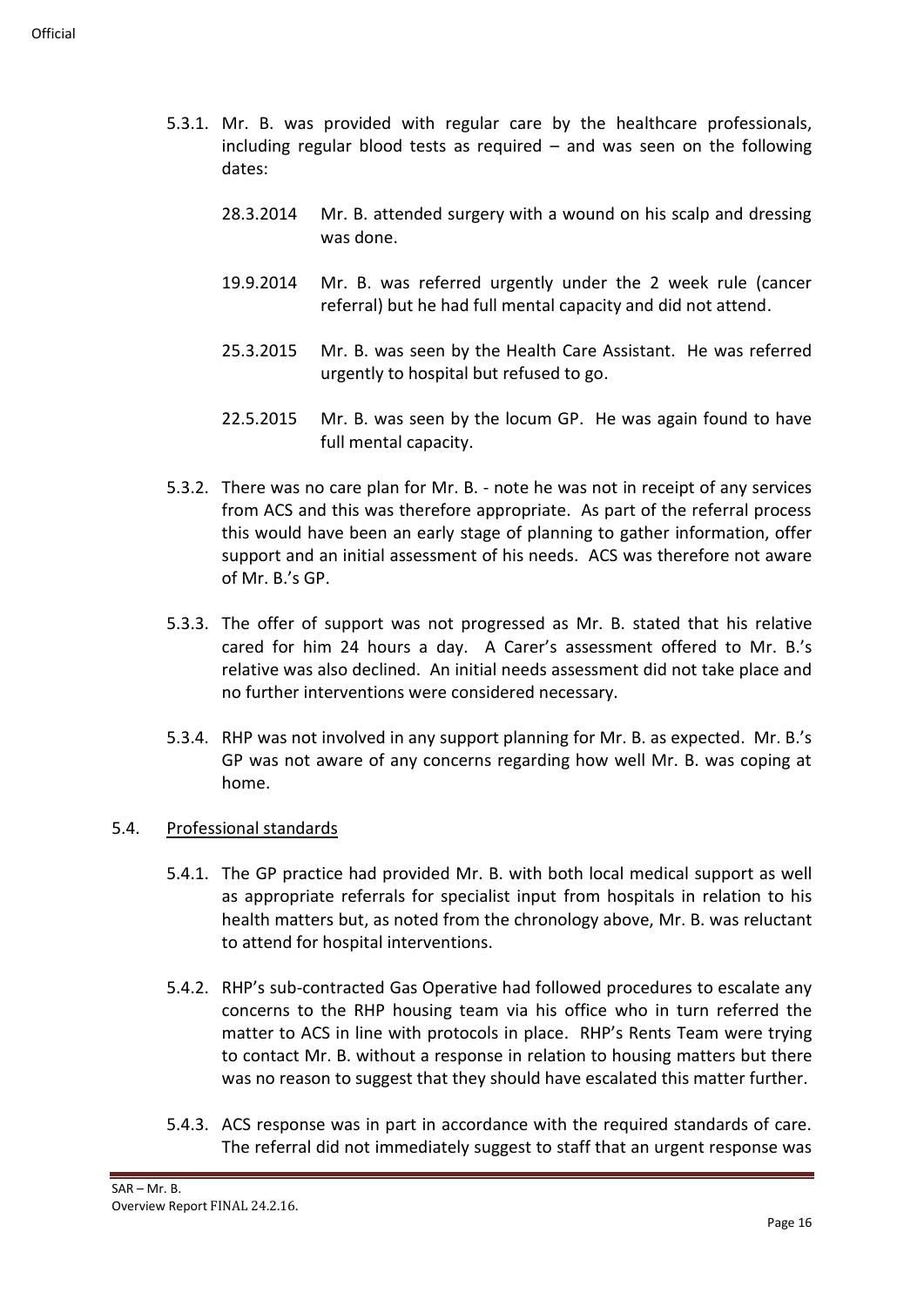5.3.1. Mr. B. was provided with regular care by the healthcare professionals, including regular blood tests as required – and was seen on the following dates:

| | |
|---|---|
| 28.3.2014 | Mr. B. attended surgery with a wound on his scalp and dressing was done. |
| 19.9.2014 | Mr. B. was referred urgently under the 2 week rule (cancer referral) but he had full mental capacity and did not attend. |
| 25.3.2015 | Mr. B. was seen by the Health Care Assistant. He was referred urgently to hospital but refused to go. |
| 22.5.2015 | Mr. B. was seen by the locum GP. He was again found to have full mental capacity. |

5.3.2. There was no care plan for Mr. B. - note he was not in receipt of any services from ACS and this was therefore appropriate. As part of the referral process this would have been an early stage of planning to gather information, offer support and an initial assessment of his needs. ACS was therefore not aware of Mr. B.'s GP.

5.3.3. The offer of support was not progressed as Mr. B. stated that his relative cared for him 24 hours a day. A Carer's assessment offered to Mr. B.'s relative was also declined. An initial needs assessment did not take place and no further interventions were considered necessary.

5.3.4. RHP was not involved in any support planning for Mr. B. as expected. Mr. B.'s GP was not aware of any concerns regarding how well Mr. B. was coping at home.

### 5.4. Professional standards

5.4.1. The GP practice had provided Mr. B. with both local medical support as well as appropriate referrals for specialist input from hospitals in relation to his health matters but, as noted from the chronology above, Mr. B. was reluctant to attend for hospital interventions.

5.4.2. RHP's sub-contracted Gas Operative had followed procedures to escalate any concerns to the RHP housing team via his office who in turn referred the matter to ACS in line with protocols in place. RHP's Rents Team were trying to contact Mr. B. without a response in relation to housing matters but there was no reason to suggest that they should have escalated this matter further.

5.4.3. ACS response was in part in accordance with the required standards of care. The referral did not immediately suggest to staff that an urgent response was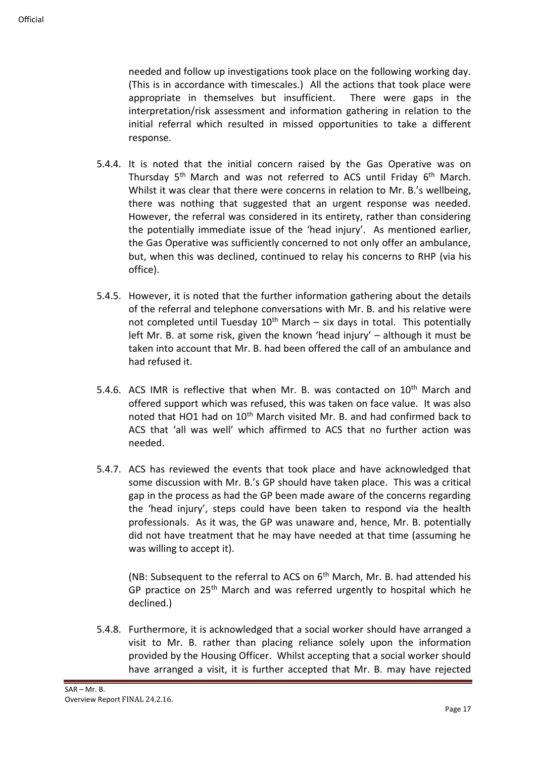needed and follow up investigations took place on the following working day. (This is in accordance with timescales.) All the actions that took place were appropriate in themselves but insufficient. There were gaps in the interpretation/risk assessment and information gathering in relation to the initial referral which resulted in missed opportunities to take a different response.

5.4.4. It is noted that the initial concern raised by the Gas Operative was on Thursday 5th March and was not referred to ACS until Friday 6th March. Whilst it was clear that there were concerns in relation to Mr. B.'s wellbeing, there was nothing that suggested that an urgent response was needed. However, the referral was considered in its entirety, rather than considering the potentially immediate issue of the 'head injury'. As mentioned earlier, the Gas Operative was sufficiently concerned to not only offer an ambulance, but, when this was declined, continued to relay his concerns to RHP (via his office).

5.4.5. However, it is noted that the further information gathering about the details of the referral and telephone conversations with Mr. B. and his relative were not completed until Tuesday 10th March – six days in total. This potentially left Mr. B. at some risk, given the known 'head injury' – although it must be taken into account that Mr. B. had been offered the call of an ambulance and had refused it.

5.4.6. ACS IMR is reflective that when Mr. B. was contacted on 10th March and offered support which was refused, this was taken on face value. It was also noted that HO1 had on 10th March visited Mr. B. and had confirmed back to ACS that 'all was well' which affirmed to ACS that no further action was needed.

5.4.7. ACS has reviewed the events that took place and have acknowledged that some discussion with Mr. B.'s GP should have taken place. This was a critical gap in the process as had the GP been made aware of the concerns regarding the 'head injury', steps could have been taken to respond via the health professionals. As it was, the GP was unaware and, hence, Mr. B. potentially did not have treatment that he may have needed at that time (assuming he was willing to accept it).

(NB: Subsequent to the referral to ACS on 6th March, Mr. B. had attended his GP practice on 25th March and was referred urgently to hospital which he declined.)

5.4.8. Furthermore, it is acknowledged that a social worker should have arranged a visit to Mr. B. rather than placing reliance solely upon the information provided by the Housing Officer. Whilst accepting that a social worker should have arranged a visit, it is further accepted that Mr. B. may have rejected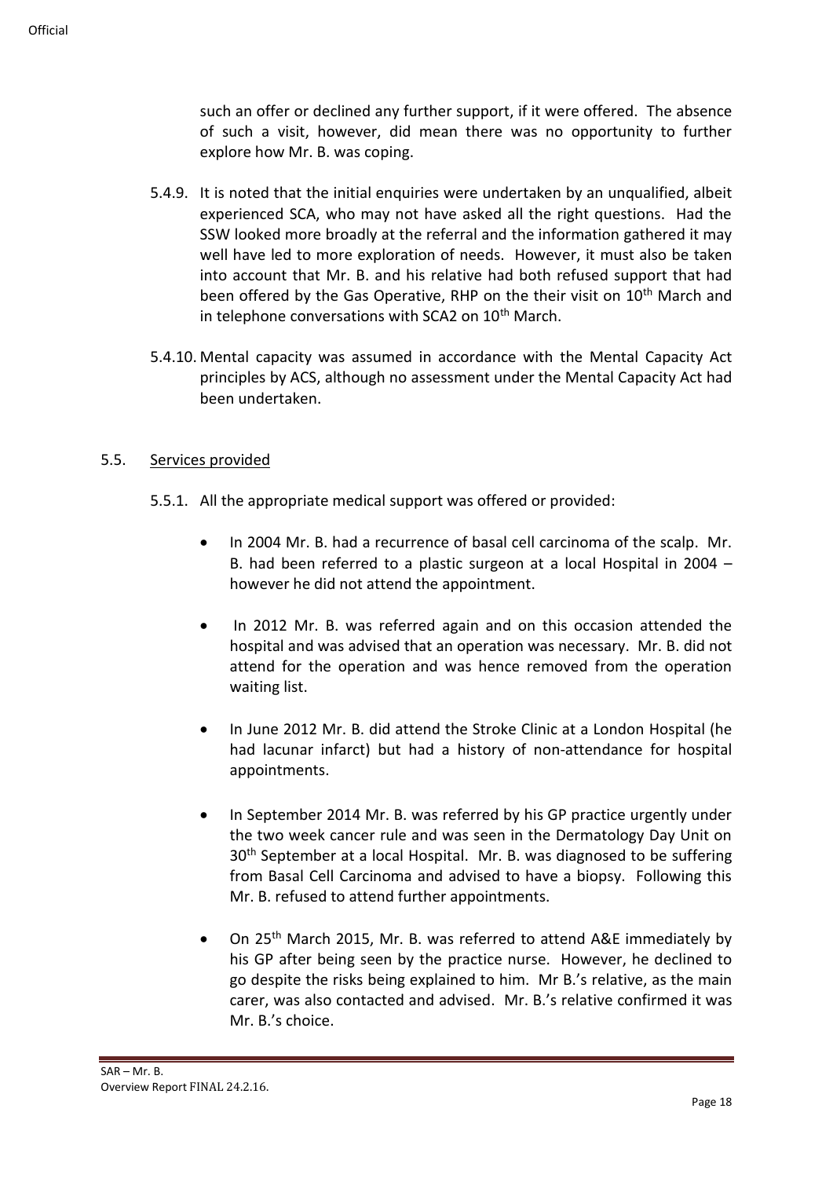such an offer or declined any further support, if it were offered. The absence of such a visit, however, did mean there was no opportunity to further explore how Mr. B. was coping.

5.4.9. It is noted that the initial enquiries were undertaken by an unqualified, albeit experienced SCA, who may not have asked all the right questions. Had the SSW looked more broadly at the referral and the information gathered it may well have led to more exploration of needs. However, it must also be taken into account that Mr. B. and his relative had both refused support that had been offered by the Gas Operative, RHP on the their visit on 10th March and in telephone conversations with SCA2 on 10th March.

5.4.10. Mental capacity was assumed in accordance with the Mental Capacity Act principles by ACS, although no assessment under the Mental Capacity Act had been undertaken.

## 5.5. Services provided

5.5.1. All the appropriate medical support was offered or provided:

- In 2004 Mr. B. had a recurrence of basal cell carcinoma of the scalp. Mr. B. had been referred to a plastic surgeon at a local Hospital in 2004 – however he did not attend the appointment.
- In 2012 Mr. B. was referred again and on this occasion attended the hospital and was advised that an operation was necessary. Mr. B. did not attend for the operation and was hence removed from the operation waiting list.
- In June 2012 Mr. B. did attend the Stroke Clinic at a London Hospital (he had lacunar infarct) but had a history of non-attendance for hospital appointments.
- In September 2014 Mr. B. was referred by his GP practice urgently under the two week cancer rule and was seen in the Dermatology Day Unit on 30th September at a local Hospital. Mr. B. was diagnosed to be suffering from Basal Cell Carcinoma and advised to have a biopsy. Following this Mr. B. refused to attend further appointments.
- On 25th March 2015, Mr. B. was referred to attend A&E immediately by his GP after being seen by the practice nurse. However, he declined to go despite the risks being explained to him. Mr B.'s relative, as the main carer, was also contacted and advised. Mr. B.'s relative confirmed it was Mr. B.'s choice.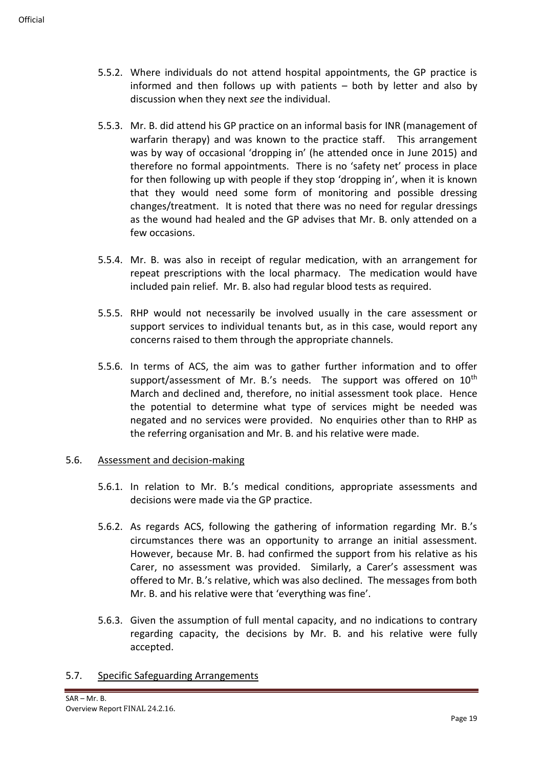5.5.2. Where individuals do not attend hospital appointments, the GP practice is informed and then follows up with patients – both by letter and also by discussion when they next *see* the individual.

5.5.3. Mr. B. did attend his GP practice on an informal basis for INR (management of warfarin therapy) and was known to the practice staff. This arrangement was by way of occasional 'dropping in' (he attended once in June 2015) and therefore no formal appointments. There is no 'safety net' process in place for then following up with people if they stop 'dropping in', when it is known that they would need some form of monitoring and possible dressing changes/treatment. It is noted that there was no need for regular dressings as the wound had healed and the GP advises that Mr. B. only attended on a few occasions.

5.5.4. Mr. B. was also in receipt of regular medication, with an arrangement for repeat prescriptions with the local pharmacy. The medication would have included pain relief. Mr. B. also had regular blood tests as required.

5.5.5. RHP would not necessarily be involved usually in the care assessment or support services to individual tenants but, as in this case, would report any concerns raised to them through the appropriate channels.

5.5.6. In terms of ACS, the aim was to gather further information and to offer support/assessment of Mr. B.'s needs. The support was offered on 10th March and declined and, therefore, no initial assessment took place. Hence the potential to determine what type of services might be needed was negated and no services were provided. No enquiries other than to RHP as the referring organisation and Mr. B. and his relative were made.

## 5.6. Assessment and decision-making

5.6.1. In relation to Mr. B.'s medical conditions, appropriate assessments and decisions were made via the GP practice.

5.6.2. As regards ACS, following the gathering of information regarding Mr. B.'s circumstances there was an opportunity to arrange an initial assessment. However, because Mr. B. had confirmed the support from his relative as his Carer, no assessment was provided. Similarly, a Carer's assessment was offered to Mr. B.'s relative, which was also declined. The messages from both Mr. B. and his relative were that 'everything was fine'.

5.6.3. Given the assumption of full mental capacity, and no indications to contrary regarding capacity, the decisions by Mr. B. and his relative were fully accepted.

## 5.7. Specific Safeguarding Arrangements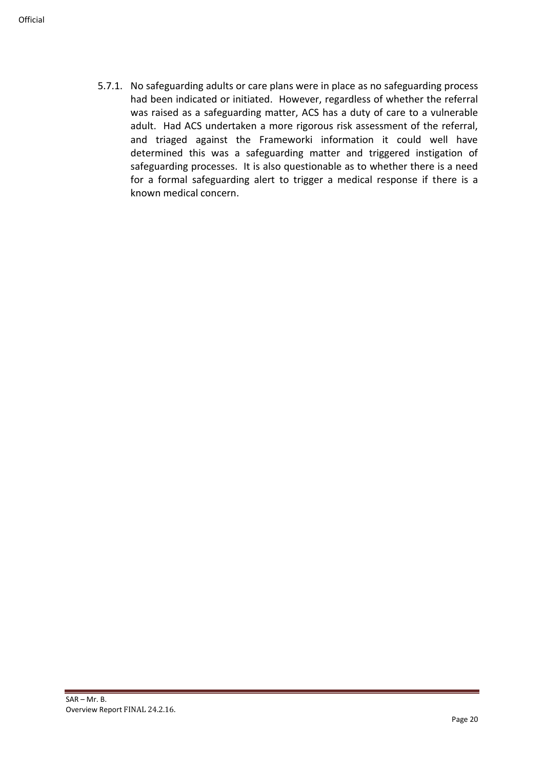5.7.1. No safeguarding adults or care plans were in place as no safeguarding process had been indicated or initiated. However, regardless of whether the referral was raised as a safeguarding matter, ACS has a duty of care to a vulnerable adult. Had ACS undertaken a more rigorous risk assessment of the referral, and triaged against the Frameworki information it could well have determined this was a safeguarding matter and triggered instigation of safeguarding processes. It is also questionable as to whether there is a need for a formal safeguarding alert to trigger a medical response if there is a known medical concern.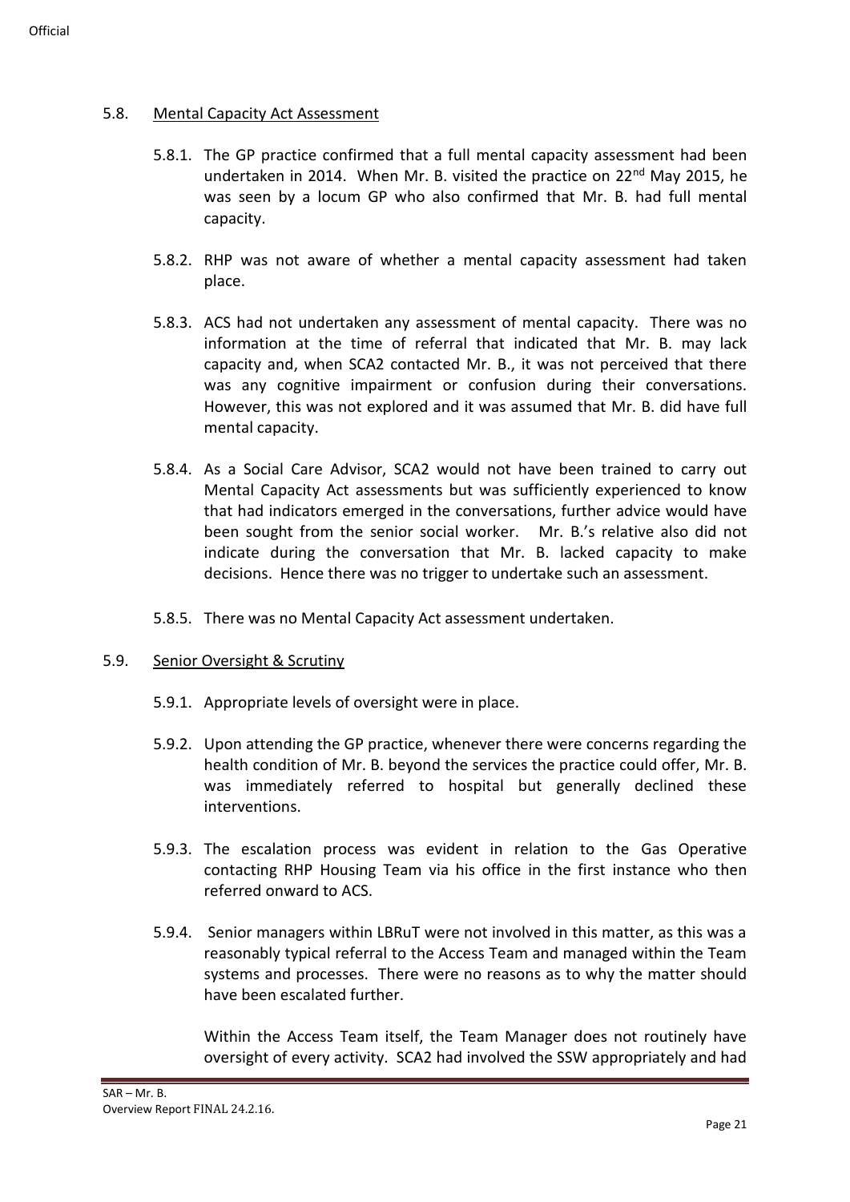## 5.8. Mental Capacity Act Assessment

5.8.1. The GP practice confirmed that a full mental capacity assessment had been undertaken in 2014. When Mr. B. visited the practice on 22nd May 2015, he was seen by a locum GP who also confirmed that Mr. B. had full mental capacity.

5.8.2. RHP was not aware of whether a mental capacity assessment had taken place.

5.8.3. ACS had not undertaken any assessment of mental capacity. There was no information at the time of referral that indicated that Mr. B. may lack capacity and, when SCA2 contacted Mr. B., it was not perceived that there was any cognitive impairment or confusion during their conversations. However, this was not explored and it was assumed that Mr. B. did have full mental capacity.

5.8.4. As a Social Care Advisor, SCA2 would not have been trained to carry out Mental Capacity Act assessments but was sufficiently experienced to know that had indicators emerged in the conversations, further advice would have been sought from the senior social worker. Mr. B.'s relative also did not indicate during the conversation that Mr. B. lacked capacity to make decisions. Hence there was no trigger to undertake such an assessment.

5.8.5. There was no Mental Capacity Act assessment undertaken.

## 5.9. Senior Oversight & Scrutiny

5.9.1. Appropriate levels of oversight were in place.

5.9.2. Upon attending the GP practice, whenever there were concerns regarding the health condition of Mr. B. beyond the services the practice could offer, Mr. B. was immediately referred to hospital but generally declined these interventions.

5.9.3. The escalation process was evident in relation to the Gas Operative contacting RHP Housing Team via his office in the first instance who then referred onward to ACS.

5.9.4. Senior managers within LBRuT were not involved in this matter, as this was a reasonably typical referral to the Access Team and managed within the Team systems and processes. There were no reasons as to why the matter should have been escalated further.

Within the Access Team itself, the Team Manager does not routinely have oversight of every activity. SCA2 had involved the SSW appropriately and had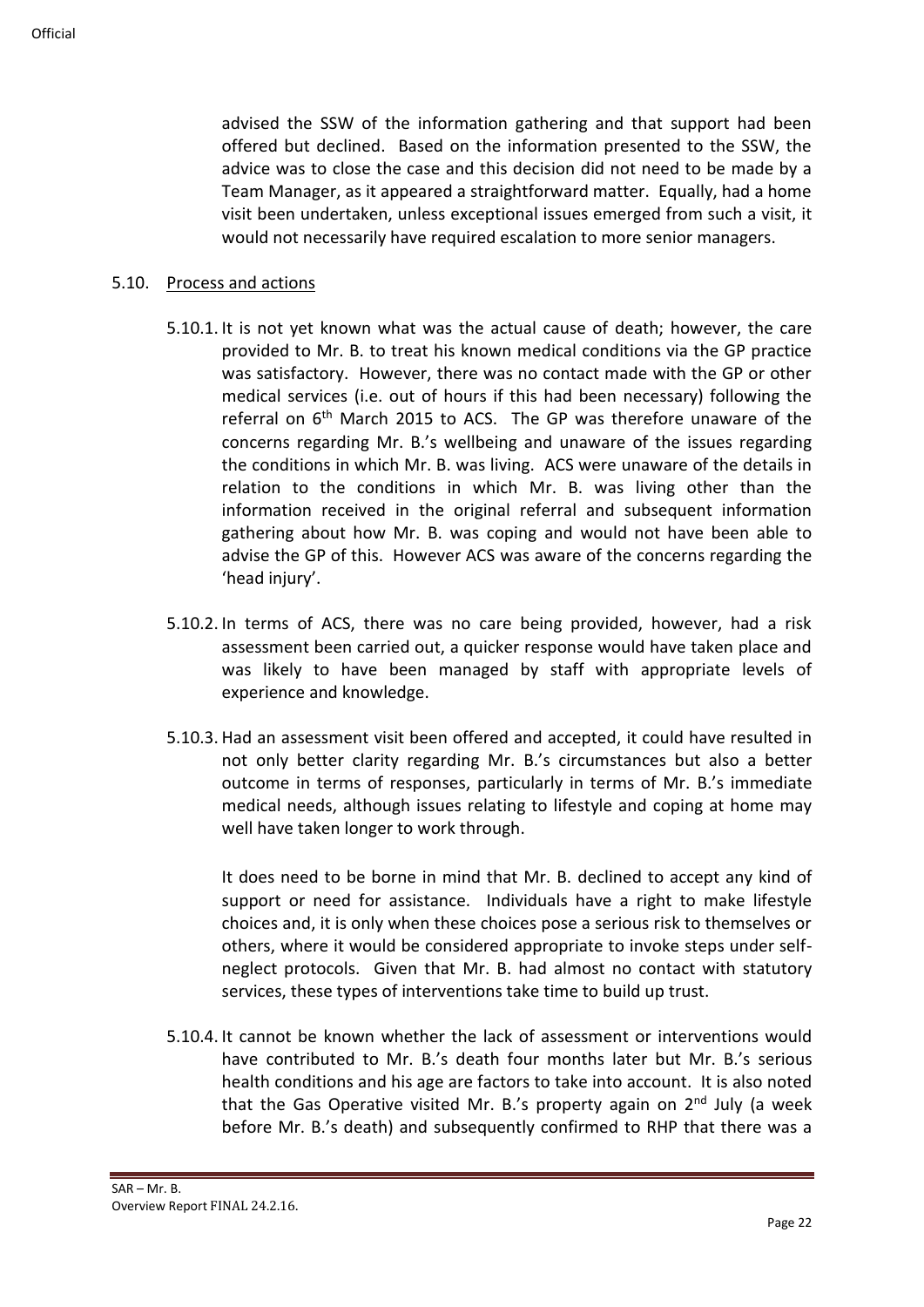advised the SSW of the information gathering and that support had been offered but declined. Based on the information presented to the SSW, the advice was to close the case and this decision did not need to be made by a Team Manager, as it appeared a straightforward matter. Equally, had a home visit been undertaken, unless exceptional issues emerged from such a visit, it would not necessarily have required escalation to more senior managers.

5.10. Process and actions

5.10.1. It is not yet known what was the actual cause of death; however, the care provided to Mr. B. to treat his known medical conditions via the GP practice was satisfactory. However, there was no contact made with the GP or other medical services (i.e. out of hours if this had been necessary) following the referral on 6th March 2015 to ACS. The GP was therefore unaware of the concerns regarding Mr. B.'s wellbeing and unaware of the issues regarding the conditions in which Mr. B. was living. ACS were unaware of the details in relation to the conditions in which Mr. B. was living other than the information received in the original referral and subsequent information gathering about how Mr. B. was coping and would not have been able to advise the GP of this. However ACS was aware of the concerns regarding the 'head injury'.

5.10.2. In terms of ACS, there was no care being provided, however, had a risk assessment been carried out, a quicker response would have taken place and was likely to have been managed by staff with appropriate levels of experience and knowledge.

5.10.3. Had an assessment visit been offered and accepted, it could have resulted in not only better clarity regarding Mr. B.'s circumstances but also a better outcome in terms of responses, particularly in terms of Mr. B.'s immediate medical needs, although issues relating to lifestyle and coping at home may well have taken longer to work through.

It does need to be borne in mind that Mr. B. declined to accept any kind of support or need for assistance. Individuals have a right to make lifestyle choices and, it is only when these choices pose a serious risk to themselves or others, where it would be considered appropriate to invoke steps under self-neglect protocols. Given that Mr. B. had almost no contact with statutory services, these types of interventions take time to build up trust.

5.10.4. It cannot be known whether the lack of assessment or interventions would have contributed to Mr. B.'s death four months later but Mr. B.'s serious health conditions and his age are factors to take into account. It is also noted that the Gas Operative visited Mr. B.'s property again on 2nd July (a week before Mr. B.'s death) and subsequently confirmed to RHP that there was a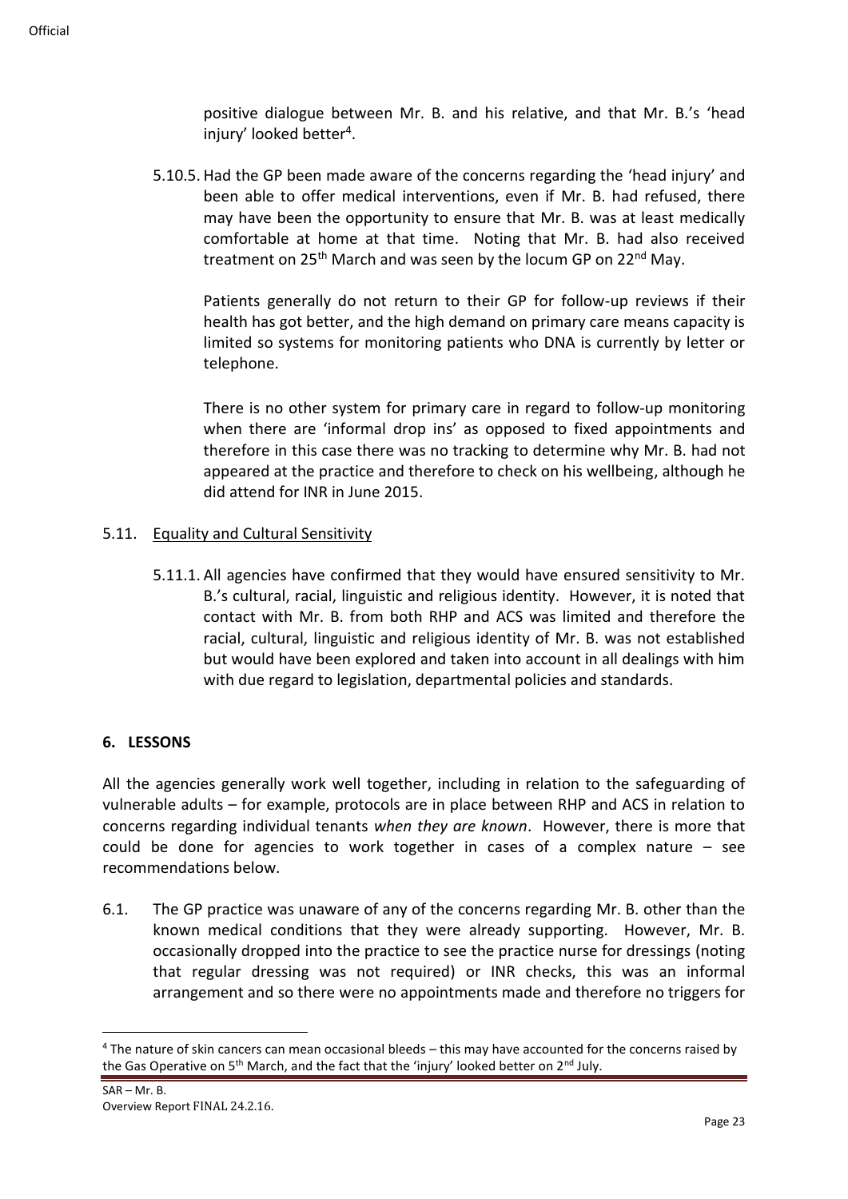positive dialogue between Mr. B. and his relative, and that Mr. B.'s 'head injury' looked better[4].

5.10.5. Had the GP been made aware of the concerns regarding the 'head injury' and been able to offer medical interventions, even if Mr. B. had refused, there may have been the opportunity to ensure that Mr. B. was at least medically comfortable at home at that time. Noting that Mr. B. had also received treatment on 25th March and was seen by the locum GP on 22nd May.

Patients generally do not return to their GP for follow-up reviews if their health has got better, and the high demand on primary care means capacity is limited so systems for monitoring patients who DNA is currently by letter or telephone.

There is no other system for primary care in regard to follow-up monitoring when there are 'informal drop ins' as opposed to fixed appointments and therefore in this case there was no tracking to determine why Mr. B. had not appeared at the practice and therefore to check on his wellbeing, although he did attend for INR in June 2015.

5.11. Equality and Cultural Sensitivity

5.11.1. All agencies have confirmed that they would have ensured sensitivity to Mr. B.'s cultural, racial, linguistic and religious identity. However, it is noted that contact with Mr. B. from both RHP and ACS was limited and therefore the racial, cultural, linguistic and religious identity of Mr. B. was not established but would have been explored and taken into account in all dealings with him with due regard to legislation, departmental policies and standards.

## 6. LESSONS

All the agencies generally work well together, including in relation to the safeguarding of vulnerable adults – for example, protocols are in place between RHP and ACS in relation to concerns regarding individual tenants *when they are known*. However, there is more that could be done for agencies to work together in cases of a complex nature – see recommendations below.

6.1. The GP practice was unaware of any of the concerns regarding Mr. B. other than the known medical conditions that they were already supporting. However, Mr. B. occasionally dropped into the practice to see the practice nurse for dressings (noting that regular dressing was not required) or INR checks, this was an informal arrangement and so there were no appointments made and therefore no triggers for

[4] The nature of skin cancers can mean occasional bleeds – this may have accounted for the concerns raised by the Gas Operative on 5th March, and the fact that the 'injury' looked better on 2nd July.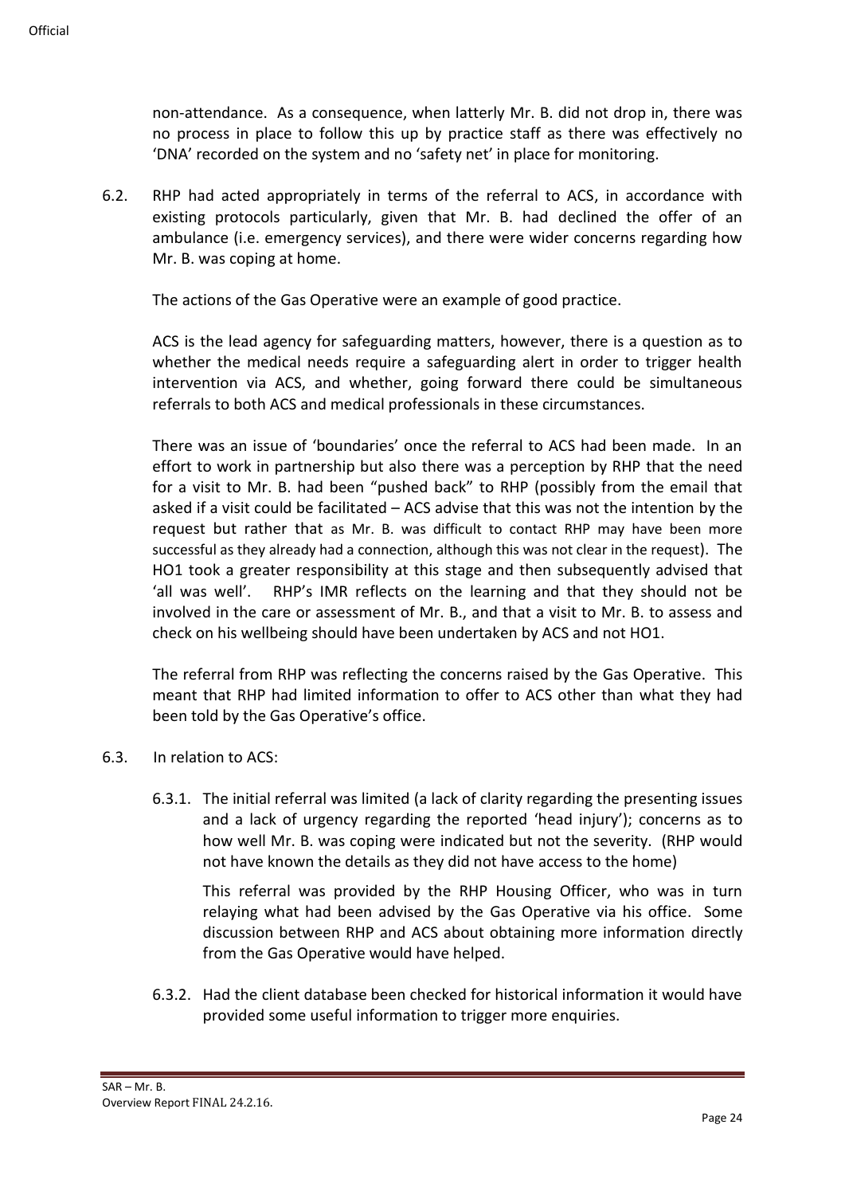non-attendance. As a consequence, when latterly Mr. B. did not drop in, there was no process in place to follow this up by practice staff as there was effectively no 'DNA' recorded on the system and no 'safety net' in place for monitoring.

6.2. RHP had acted appropriately in terms of the referral to ACS, in accordance with existing protocols particularly, given that Mr. B. had declined the offer of an ambulance (i.e. emergency services), and there were wider concerns regarding how Mr. B. was coping at home.

The actions of the Gas Operative were an example of good practice.

ACS is the lead agency for safeguarding matters, however, there is a question as to whether the medical needs require a safeguarding alert in order to trigger health intervention via ACS, and whether, going forward there could be simultaneous referrals to both ACS and medical professionals in these circumstances.

There was an issue of 'boundaries' once the referral to ACS had been made. In an effort to work in partnership but also there was a perception by RHP that the need for a visit to Mr. B. had been "pushed back" to RHP (possibly from the email that asked if a visit could be facilitated – ACS advise that this was not the intention by the request but rather that as Mr. B. was difficult to contact RHP may have been more successful as they already had a connection, although this was not clear in the request). The HO1 took a greater responsibility at this stage and then subsequently advised that 'all was well'. RHP's IMR reflects on the learning and that they should not be involved in the care or assessment of Mr. B., and that a visit to Mr. B. to assess and check on his wellbeing should have been undertaken by ACS and not HO1.

The referral from RHP was reflecting the concerns raised by the Gas Operative. This meant that RHP had limited information to offer to ACS other than what they had been told by the Gas Operative's office.

6.3. In relation to ACS:

6.3.1. The initial referral was limited (a lack of clarity regarding the presenting issues and a lack of urgency regarding the reported 'head injury'); concerns as to how well Mr. B. was coping were indicated but not the severity. (RHP would not have known the details as they did not have access to the home)

This referral was provided by the RHP Housing Officer, who was in turn relaying what had been advised by the Gas Operative via his office. Some discussion between RHP and ACS about obtaining more information directly from the Gas Operative would have helped.

6.3.2. Had the client database been checked for historical information it would have provided some useful information to trigger more enquiries.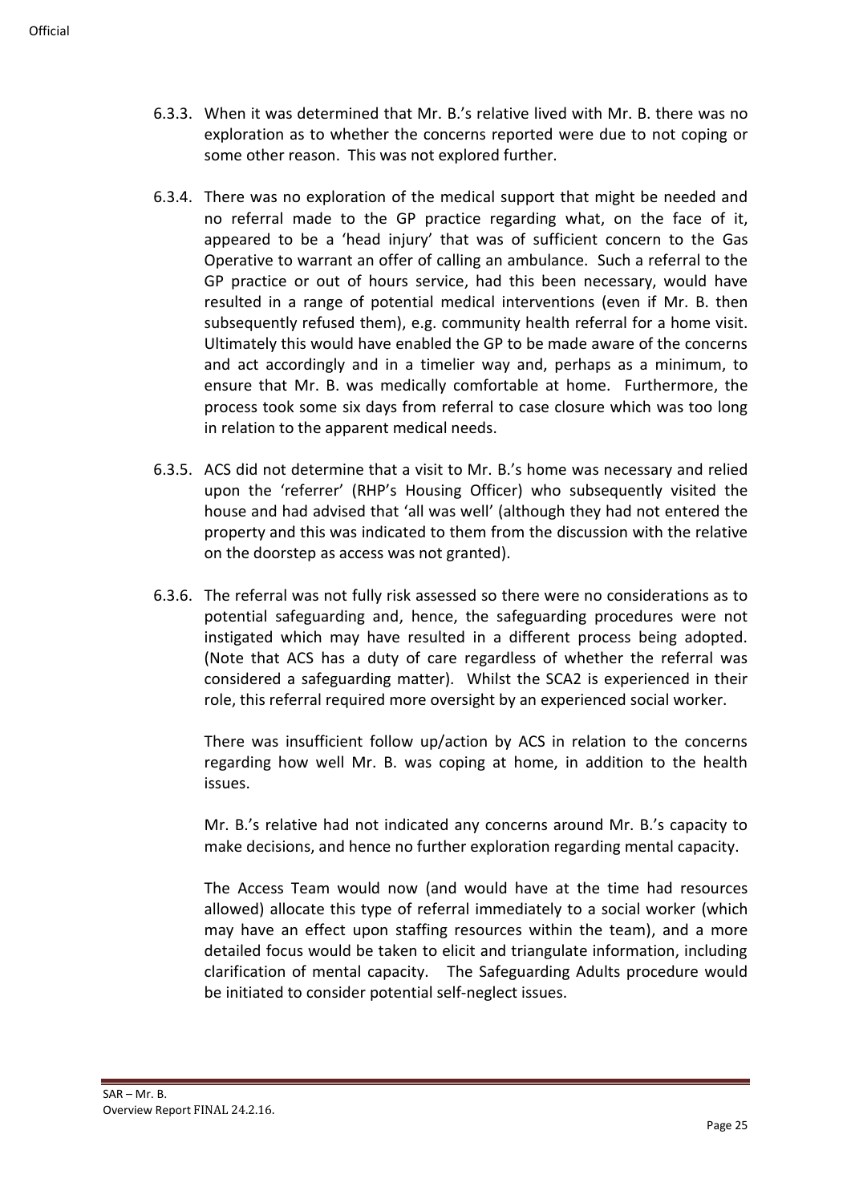6.3.3. When it was determined that Mr. B.'s relative lived with Mr. B. there was no exploration as to whether the concerns reported were due to not coping or some other reason. This was not explored further.

6.3.4. There was no exploration of the medical support that might be needed and no referral made to the GP practice regarding what, on the face of it, appeared to be a 'head injury' that was of sufficient concern to the Gas Operative to warrant an offer of calling an ambulance. Such a referral to the GP practice or out of hours service, had this been necessary, would have resulted in a range of potential medical interventions (even if Mr. B. then subsequently refused them), e.g. community health referral for a home visit. Ultimately this would have enabled the GP to be made aware of the concerns and act accordingly and in a timelier way and, perhaps as a minimum, to ensure that Mr. B. was medically comfortable at home. Furthermore, the process took some six days from referral to case closure which was too long in relation to the apparent medical needs.

6.3.5. ACS did not determine that a visit to Mr. B.'s home was necessary and relied upon the 'referrer' (RHP's Housing Officer) who subsequently visited the house and had advised that 'all was well' (although they had not entered the property and this was indicated to them from the discussion with the relative on the doorstep as access was not granted).

6.3.6. The referral was not fully risk assessed so there were no considerations as to potential safeguarding and, hence, the safeguarding procedures were not instigated which may have resulted in a different process being adopted. (Note that ACS has a duty of care regardless of whether the referral was considered a safeguarding matter). Whilst the SCA2 is experienced in their role, this referral required more oversight by an experienced social worker.

There was insufficient follow up/action by ACS in relation to the concerns regarding how well Mr. B. was coping at home, in addition to the health issues.

Mr. B.'s relative had not indicated any concerns around Mr. B.'s capacity to make decisions, and hence no further exploration regarding mental capacity.

The Access Team would now (and would have at the time had resources allowed) allocate this type of referral immediately to a social worker (which may have an effect upon staffing resources within the team), and a more detailed focus would be taken to elicit and triangulate information, including clarification of mental capacity. The Safeguarding Adults procedure would be initiated to consider potential self-neglect issues.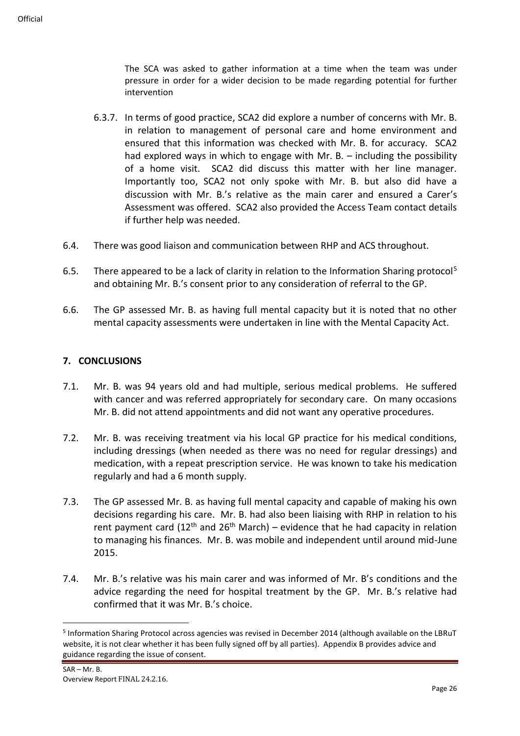The SCA was asked to gather information at a time when the team was under pressure in order for a wider decision to be made regarding potential for further intervention

6.3.7. In terms of good practice, SCA2 did explore a number of concerns with Mr. B. in relation to management of personal care and home environment and ensured that this information was checked with Mr. B. for accuracy. SCA2 had explored ways in which to engage with Mr. B. – including the possibility of a home visit. SCA2 did discuss this matter with her line manager. Importantly too, SCA2 not only spoke with Mr. B. but also did have a discussion with Mr. B.'s relative as the main carer and ensured a Carer's Assessment was offered. SCA2 also provided the Access Team contact details if further help was needed.

6.4. There was good liaison and communication between RHP and ACS throughout.

6.5. There appeared to be a lack of clarity in relation to the Information Sharing protocol[5] and obtaining Mr. B.'s consent prior to any consideration of referral to the GP.

6.6. The GP assessed Mr. B. as having full mental capacity but it is noted that no other mental capacity assessments were undertaken in line with the Mental Capacity Act.

## 7. CONCLUSIONS

7.1. Mr. B. was 94 years old and had multiple, serious medical problems. He suffered with cancer and was referred appropriately for secondary care. On many occasions Mr. B. did not attend appointments and did not want any operative procedures.

7.2. Mr. B. was receiving treatment via his local GP practice for his medical conditions, including dressings (when needed as there was no need for regular dressings) and medication, with a repeat prescription service. He was known to take his medication regularly and had a 6 month supply.

7.3. The GP assessed Mr. B. as having full mental capacity and capable of making his own decisions regarding his care. Mr. B. had also been liaising with RHP in relation to his rent payment card (12th and 26th March) – evidence that he had capacity in relation to managing his finances. Mr. B. was mobile and independent until around mid-June 2015.

7.4. Mr. B.'s relative was his main carer and was informed of Mr. B's conditions and the advice regarding the need for hospital treatment by the GP. Mr. B.'s relative had confirmed that it was Mr. B.'s choice.

[5] Information Sharing Protocol across agencies was revised in December 2014 (although available on the LBRuT website, it is not clear whether it has been fully signed off by all parties). Appendix B provides advice and guidance regarding the issue of consent.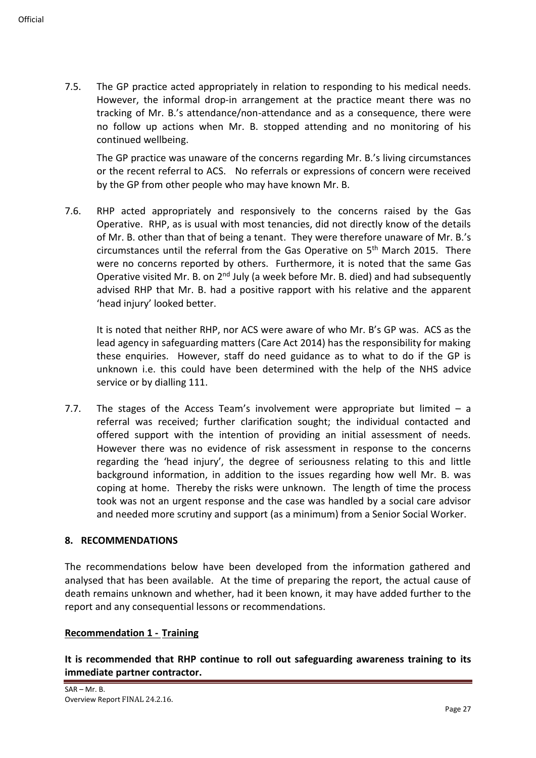7.5. The GP practice acted appropriately in relation to responding to his medical needs. However, the informal drop-in arrangement at the practice meant there was no tracking of Mr. B.'s attendance/non-attendance and as a consequence, there were no follow up actions when Mr. B. stopped attending and no monitoring of his continued wellbeing.

The GP practice was unaware of the concerns regarding Mr. B.'s living circumstances or the recent referral to ACS. No referrals or expressions of concern were received by the GP from other people who may have known Mr. B.

7.6. RHP acted appropriately and responsively to the concerns raised by the Gas Operative. RHP, as is usual with most tenancies, did not directly know of the details of Mr. B. other than that of being a tenant. They were therefore unaware of Mr. B.'s circumstances until the referral from the Gas Operative on 5th March 2015. There were no concerns reported by others. Furthermore, it is noted that the same Gas Operative visited Mr. B. on 2nd July (a week before Mr. B. died) and had subsequently advised RHP that Mr. B. had a positive rapport with his relative and the apparent 'head injury' looked better.

It is noted that neither RHP, nor ACS were aware of who Mr. B's GP was. ACS as the lead agency in safeguarding matters (Care Act 2014) has the responsibility for making these enquiries. However, staff do need guidance as to what to do if the GP is unknown i.e. this could have been determined with the help of the NHS advice service or by dialling 111.

7.7. The stages of the Access Team's involvement were appropriate but limited – a referral was received; further clarification sought; the individual contacted and offered support with the intention of providing an initial assessment of needs. However there was no evidence of risk assessment in response to the concerns regarding the 'head injury', the degree of seriousness relating to this and little background information, in addition to the issues regarding how well Mr. B. was coping at home. Thereby the risks were unknown. The length of time the process took was not an urgent response and the case was handled by a social care advisor and needed more scrutiny and support (as a minimum) from a Senior Social Worker.

## 8. RECOMMENDATIONS

The recommendations below have been developed from the information gathered and analysed that has been available. At the time of preparing the report, the actual cause of death remains unknown and whether, had it been known, it may have added further to the report and any consequential lessons or recommendations.

### Recommendation 1 - Training

**It is recommended that RHP continue to roll out safeguarding awareness training to its immediate partner contractor.**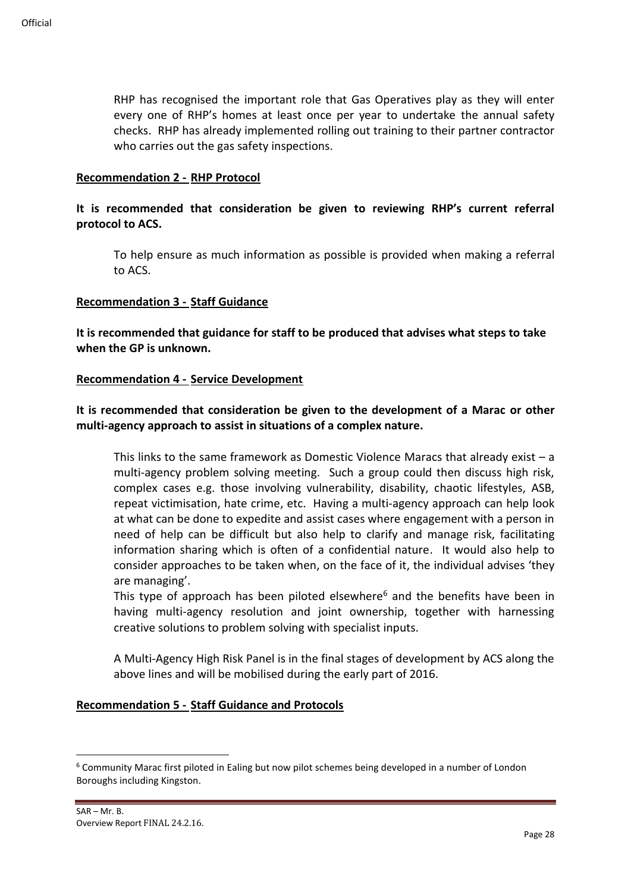RHP has recognised the important role that Gas Operatives play as they will enter every one of RHP's homes at least once per year to undertake the annual safety checks. RHP has already implemented rolling out training to their partner contractor who carries out the gas safety inspections.

**Recommendation 2 - RHP Protocol**

**It is recommended that consideration be given to reviewing RHP's current referral protocol to ACS.**

To help ensure as much information as possible is provided when making a referral to ACS.

**Recommendation 3 - Staff Guidance**

**It is recommended that guidance for staff to be produced that advises what steps to take when the GP is unknown.**

**Recommendation 4 - Service Development**

**It is recommended that consideration be given to the development of a Marac or other multi-agency approach to assist in situations of a complex nature.**

This links to the same framework as Domestic Violence Maracs that already exist – a multi-agency problem solving meeting. Such a group could then discuss high risk, complex cases e.g. those involving vulnerability, disability, chaotic lifestyles, ASB, repeat victimisation, hate crime, etc. Having a multi-agency approach can help look at what can be done to expedite and assist cases where engagement with a person in need of help can be difficult but also help to clarify and manage risk, facilitating information sharing which is often of a confidential nature. It would also help to consider approaches to be taken when, on the face of it, the individual advises 'they are managing'.

This type of approach has been piloted elsewhere[6] and the benefits have been in having multi-agency resolution and joint ownership, together with harnessing creative solutions to problem solving with specialist inputs.

A Multi-Agency High Risk Panel is in the final stages of development by ACS along the above lines and will be mobilised during the early part of 2016.

**Recommendation 5 - Staff Guidance and Protocols**

[6] Community Marac first piloted in Ealing but now pilot schemes being developed in a number of London Boroughs including Kingston.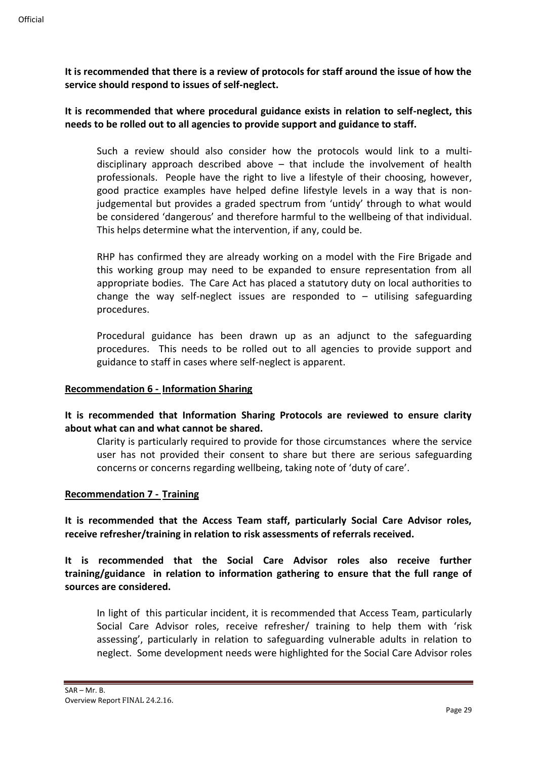**It is recommended that there is a review of protocols for staff around the issue of how the service should respond to issues of self-neglect.**

**It is recommended that where procedural guidance exists in relation to self-neglect, this needs to be rolled out to all agencies to provide support and guidance to staff.**

Such a review should also consider how the protocols would link to a multi-disciplinary approach described above – that include the involvement of health professionals. People have the right to live a lifestyle of their choosing, however, good practice examples have helped define lifestyle levels in a way that is non-judgemental but provides a graded spectrum from 'untidy' through to what would be considered 'dangerous' and therefore harmful to the wellbeing of that individual. This helps determine what the intervention, if any, could be.

RHP has confirmed they are already working on a model with the Fire Brigade and this working group may need to be expanded to ensure representation from all appropriate bodies. The Care Act has placed a statutory duty on local authorities to change the way self-neglect issues are responded to – utilising safeguarding procedures.

Procedural guidance has been drawn up as an adjunct to the safeguarding procedures. This needs to be rolled out to all agencies to provide support and guidance to staff in cases where self-neglect is apparent.

**Recommendation 6 - Information Sharing**

**It is recommended that Information Sharing Protocols are reviewed to ensure clarity about what can and what cannot be shared.**

Clarity is particularly required to provide for those circumstances where the service user has not provided their consent to share but there are serious safeguarding concerns or concerns regarding wellbeing, taking note of 'duty of care'.

**Recommendation 7 - Training**

**It is recommended that the Access Team staff, particularly Social Care Advisor roles, receive refresher/training in relation to risk assessments of referrals received.**

**It is recommended that the Social Care Advisor roles also receive further training/guidance in relation to information gathering to ensure that the full range of sources are considered.**

In light of this particular incident, it is recommended that Access Team, particularly Social Care Advisor roles, receive refresher/ training to help them with 'risk assessing', particularly in relation to safeguarding vulnerable adults in relation to neglect. Some development needs were highlighted for the Social Care Advisor roles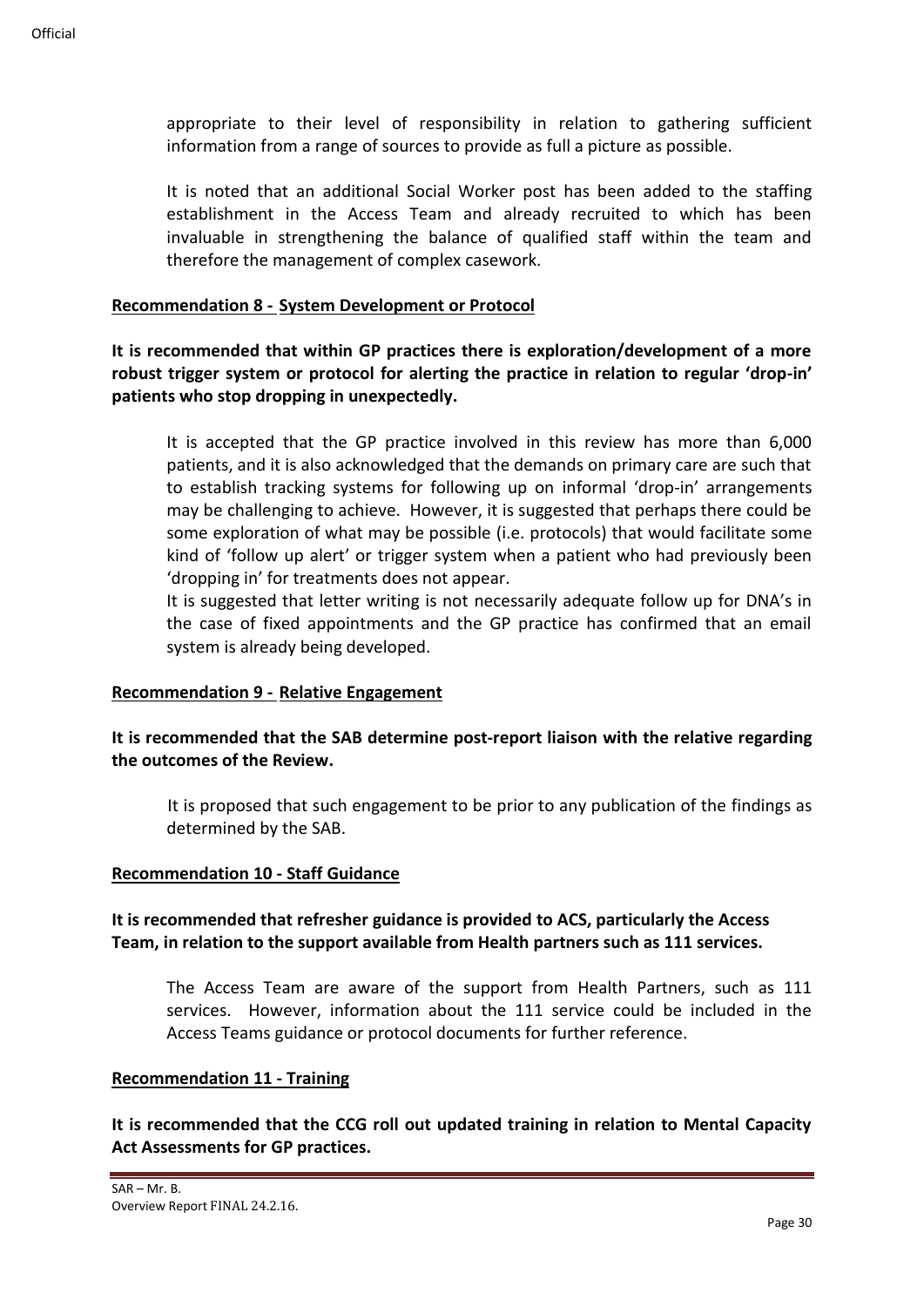appropriate to their level of responsibility in relation to gathering sufficient information from a range of sources to provide as full a picture as possible.

It is noted that an additional Social Worker post has been added to the staffing establishment in the Access Team and already recruited to which has been invaluable in strengthening the balance of qualified staff within the team and therefore the management of complex casework.

**Recommendation 8 - System Development or Protocol**

**It is recommended that within GP practices there is exploration/development of a more robust trigger system or protocol for alerting the practice in relation to regular 'drop-in' patients who stop dropping in unexpectedly.**

It is accepted that the GP practice involved in this review has more than 6,000 patients, and it is also acknowledged that the demands on primary care are such that to establish tracking systems for following up on informal 'drop-in' arrangements may be challenging to achieve. However, it is suggested that perhaps there could be some exploration of what may be possible (i.e. protocols) that would facilitate some kind of 'follow up alert' or trigger system when a patient who had previously been 'dropping in' for treatments does not appear.

It is suggested that letter writing is not necessarily adequate follow up for DNA's in the case of fixed appointments and the GP practice has confirmed that an email system is already being developed.

**Recommendation 9 - Relative Engagement**

**It is recommended that the SAB determine post-report liaison with the relative regarding the outcomes of the Review.**

It is proposed that such engagement to be prior to any publication of the findings as determined by the SAB.

**Recommendation 10 - Staff Guidance**

**It is recommended that refresher guidance is provided to ACS, particularly the Access Team, in relation to the support available from Health partners such as 111 services.**

The Access Team are aware of the support from Health Partners, such as 111 services. However, information about the 111 service could be included in the Access Teams guidance or protocol documents for further reference.

**Recommendation 11 - Training**

**It is recommended that the CCG roll out updated training in relation to Mental Capacity Act Assessments for GP practices.**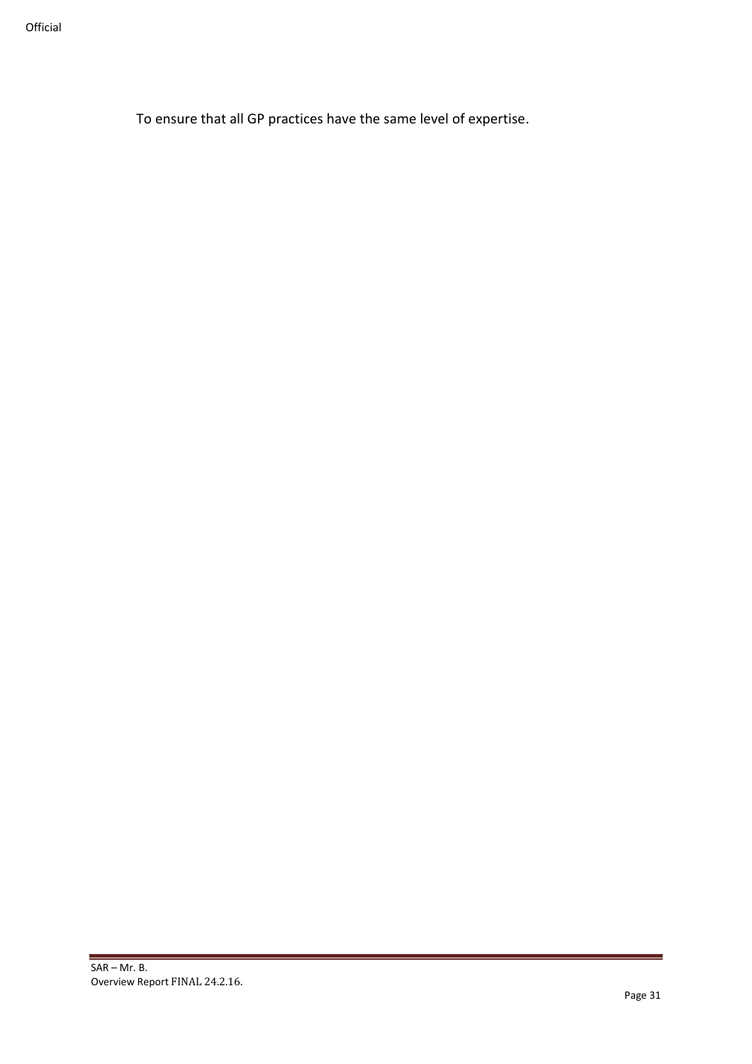To ensure that all GP practices have the same level of expertise.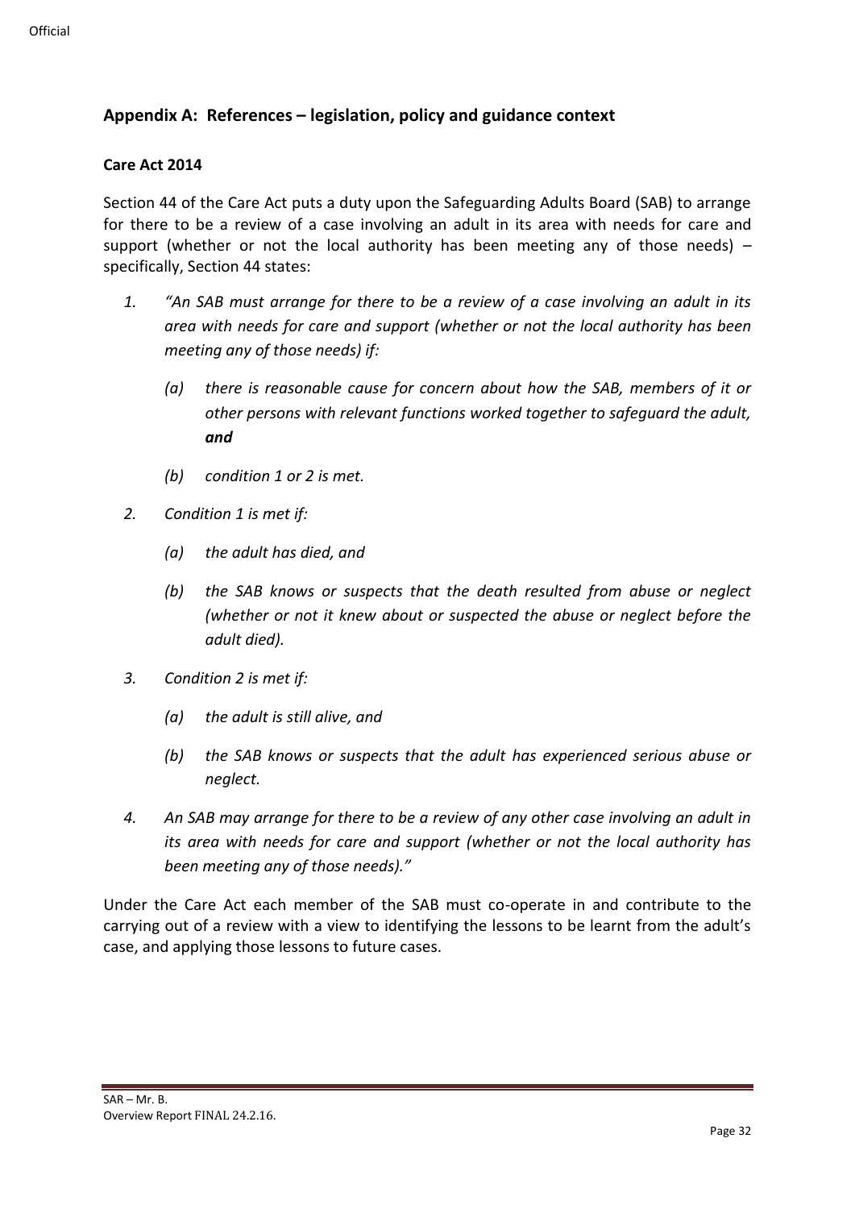## Appendix A: References – legislation, policy and guidance context

### Care Act 2014

Section 44 of the Care Act puts a duty upon the Safeguarding Adults Board (SAB) to arrange for there to be a review of a case involving an adult in its area with needs for care and support (whether or not the local authority has been meeting any of those needs) – specifically, Section 44 states:

1. *"An SAB must arrange for there to be a review of a case involving an adult in its area with needs for care and support (whether or not the local authority has been meeting any of those needs) if:*

   *(a) there is reasonable cause for concern about how the SAB, members of it or other persons with relevant functions worked together to safeguard the adult,* ***and***

   *(b) condition 1 or 2 is met.*

2. *Condition 1 is met if:*

   *(a) the adult has died, and*

   *(b) the SAB knows or suspects that the death resulted from abuse or neglect (whether or not it knew about or suspected the abuse or neglect before the adult died).*

3. *Condition 2 is met if:*

   *(a) the adult is still alive, and*

   *(b) the SAB knows or suspects that the adult has experienced serious abuse or neglect.*

4. *An SAB may arrange for there to be a review of any other case involving an adult in its area with needs for care and support (whether or not the local authority has been meeting any of those needs)."*

Under the Care Act each member of the SAB must co-operate in and contribute to the carrying out of a review with a view to identifying the lessons to be learnt from the adult's case, and applying those lessons to future cases.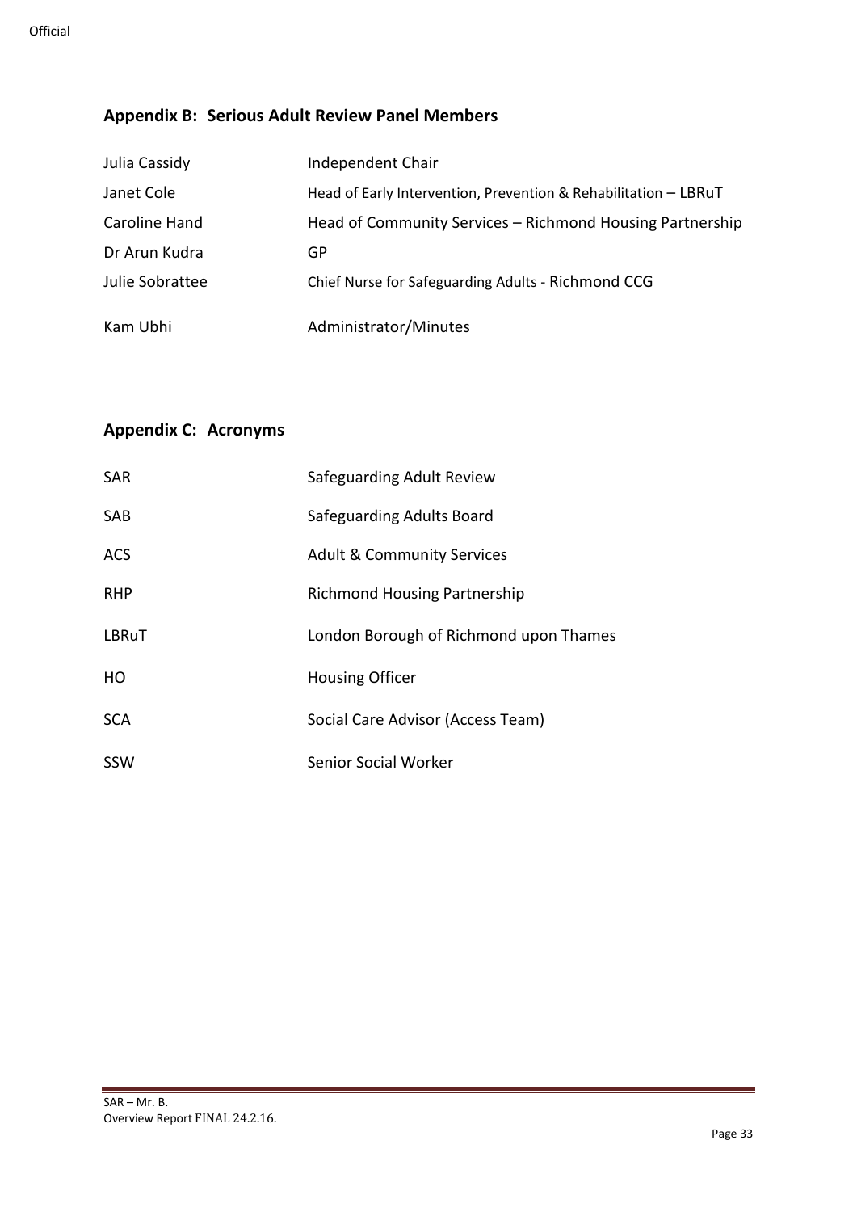## Appendix B: Serious Adult Review Panel Members

| | |
|---|---|
| Julia Cassidy | Independent Chair |
| Janet Cole | Head of Early Intervention, Prevention & Rehabilitation – LBRuT |
| Caroline Hand | Head of Community Services – Richmond Housing Partnership |
| Dr Arun Kudra | GP |
| Julie Sobrattee | Chief Nurse for Safeguarding Adults - Richmond CCG |
| Kam Ubhi | Administrator/Minutes |

## Appendix C: Acronyms

| | |
|---|---|
| SAR | Safeguarding Adult Review |
| SAB | Safeguarding Adults Board |
| ACS | Adult & Community Services |
| RHP | Richmond Housing Partnership |
| LBRuT | London Borough of Richmond upon Thames |
| HO | Housing Officer |
| SCA | Social Care Advisor (Access Team) |
| SSW | Senior Social Worker |